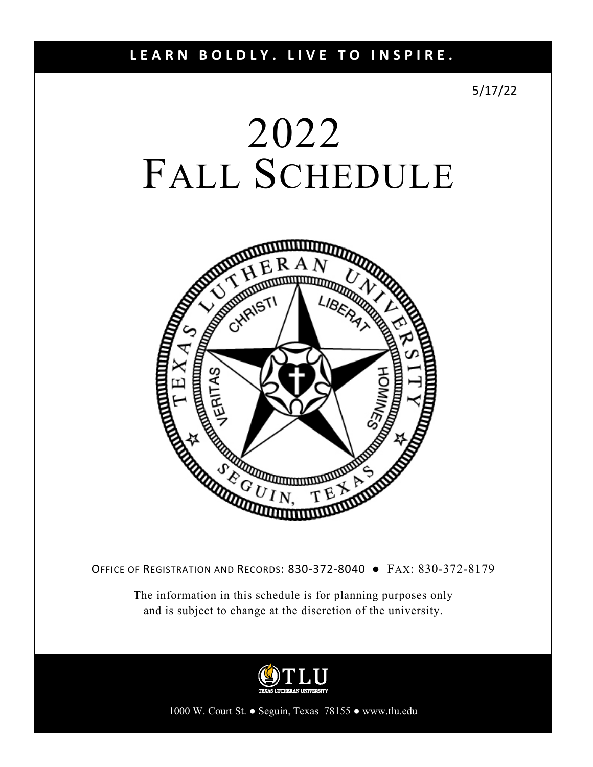**LEARN BOLDLY. LIVE TO INSPIRE.**

5/17/22

# 2022
# FALL SCHEDULE

OFFICE OF REGISTRATION AND RECORDS: 830-372-8040 ● FAX: 830-372-8179

The information in this schedule is for planning purposes only and is subject to change at the discretion of the university.

TLU
TEXAS LUTHERAN UNIVERSITY

1000 W. Court St. ● Seguin, Texas 78155 ● www.tlu.edu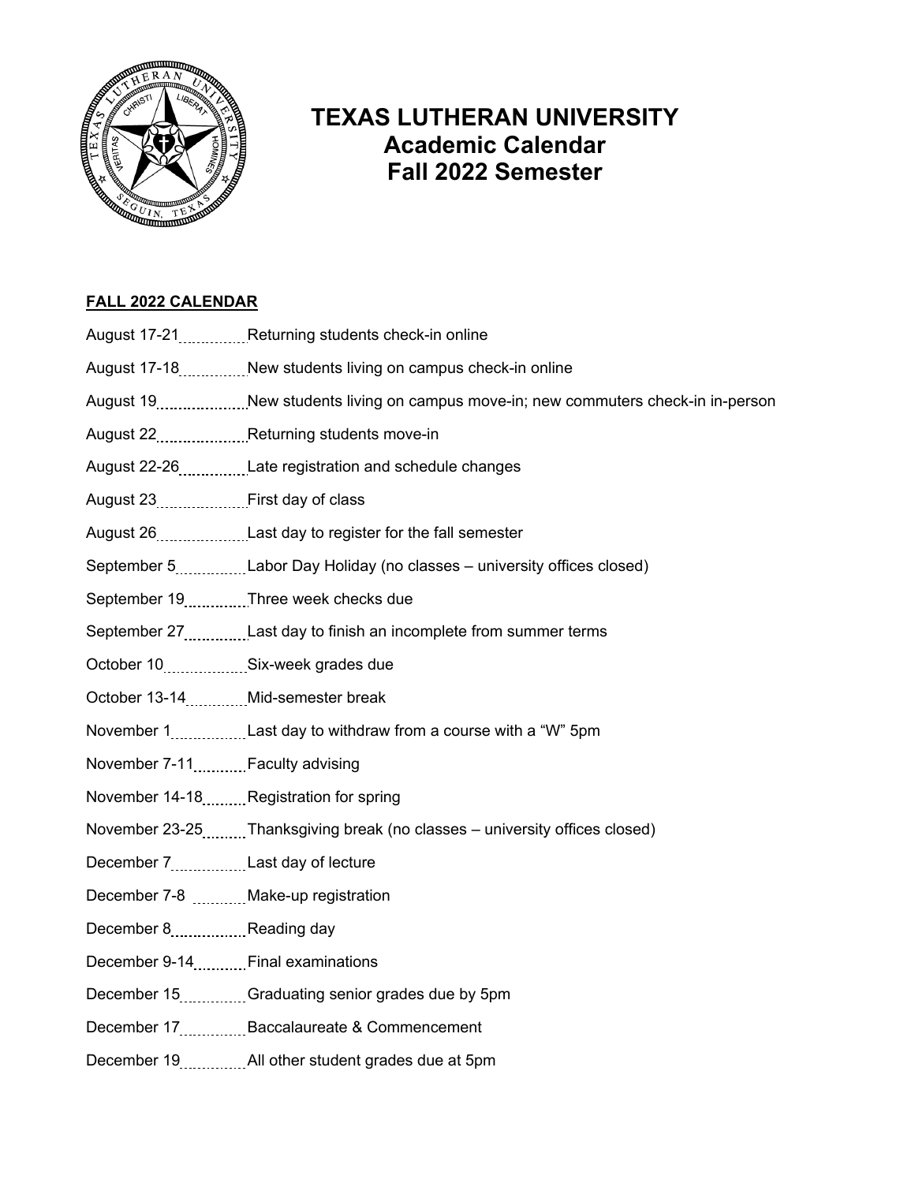# TEXAS LUTHERAN UNIVERSITY
## Academic Calendar
## Fall 2022 Semester

**FALL 2022 CALENDAR**

| Date | Event |
|---|---|
| August 17-21 | Returning students check-in online |
| August 17-18 | New students living on campus check-in online |
| August 19 | New students living on campus move-in; new commuters check-in in-person |
| August 22 | Returning students move-in |
| August 22-26 | Late registration and schedule changes |
| August 23 | First day of class |
| August 26 | Last day to register for the fall semester |
| September 5 | Labor Day Holiday (no classes – university offices closed) |
| September 19 | Three week checks due |
| September 27 | Last day to finish an incomplete from summer terms |
| October 10 | Six-week grades due |
| October 13-14 | Mid-semester break |
| November 1 | Last day to withdraw from a course with a "W" 5pm |
| November 7-11 | Faculty advising |
| November 14-18 | Registration for spring |
| November 23-25 | Thanksgiving break (no classes – university offices closed) |
| December 7 | Last day of lecture |
| December 7-8 | Make-up registration |
| December 8 | Reading day |
| December 9-14 | Final examinations |
| December 15 | Graduating senior grades due by 5pm |
| December 17 | Baccalaureate & Commencement |
| December 19 | All other student grades due at 5pm |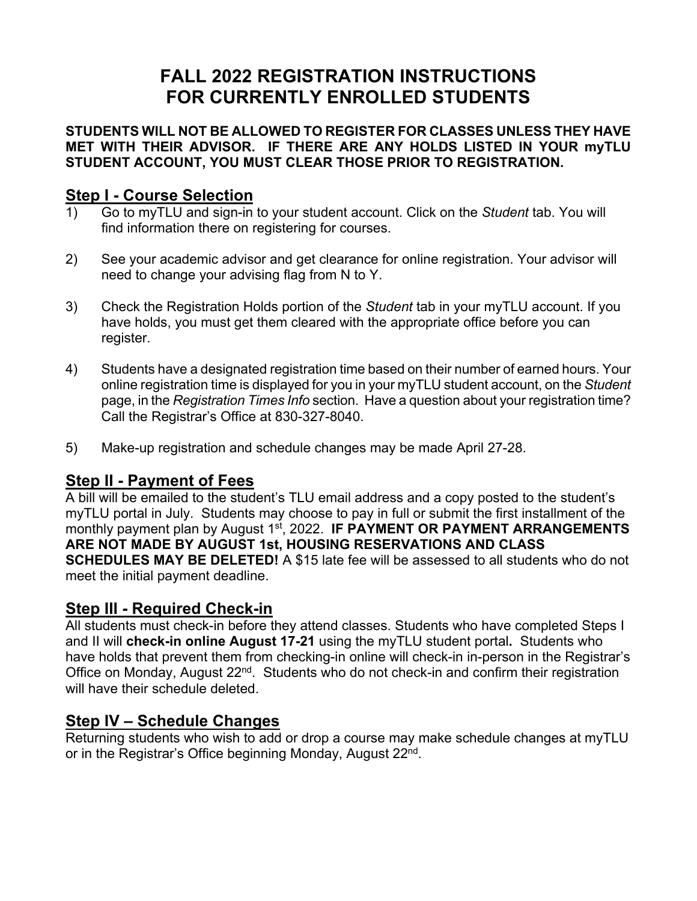# FALL 2022 REGISTRATION INSTRUCTIONS FOR CURRENTLY ENROLLED STUDENTS

**STUDENTS WILL NOT BE ALLOWED TO REGISTER FOR CLASSES UNLESS THEY HAVE MET WITH THEIR ADVISOR. IF THERE ARE ANY HOLDS LISTED IN YOUR myTLU STUDENT ACCOUNT, YOU MUST CLEAR THOSE PRIOR TO REGISTRATION.**

## Step I - Course Selection

1) Go to myTLU and sign-in to your student account. Click on the *Student* tab. You will find information there on registering for courses.

2) See your academic advisor and get clearance for online registration. Your advisor will need to change your advising flag from N to Y.

3) Check the Registration Holds portion of the *Student* tab in your myTLU account. If you have holds, you must get them cleared with the appropriate office before you can register.

4) Students have a designated registration time based on their number of earned hours. Your online registration time is displayed for you in your myTLU student account, on the *Student* page, in the *Registration Times Info* section. Have a question about your registration time? Call the Registrar's Office at 830-327-8040.

5) Make-up registration and schedule changes may be made April 27-28.

## Step II - Payment of Fees

A bill will be emailed to the student's TLU email address and a copy posted to the student's myTLU portal in July. Students may choose to pay in full or submit the first installment of the monthly payment plan by August 1st, 2022. **IF PAYMENT OR PAYMENT ARRANGEMENTS ARE NOT MADE BY AUGUST 1st, HOUSING RESERVATIONS AND CLASS SCHEDULES MAY BE DELETED!** A $15 late fee will be assessed to all students who do not meet the initial payment deadline.

## Step III - Required Check-in

All students must check-in before they attend classes. Students who have completed Steps I and II will **check-in online August 17-21** using the myTLU student portal**.** Students who have holds that prevent them from checking-in online will check-in in-person in the Registrar's Office on Monday, August 22nd. Students who do not check-in and confirm their registration will have their schedule deleted.

## Step IV – Schedule Changes

Returning students who wish to add or drop a course may make schedule changes at myTLU or in the Registrar's Office beginning Monday, August 22nd.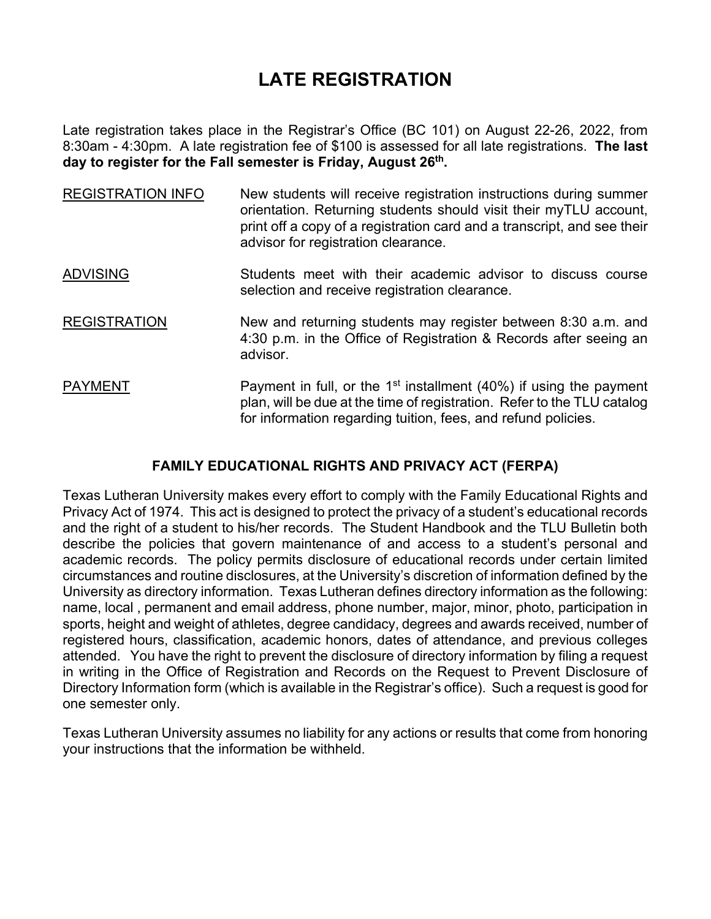# LATE REGISTRATION

Late registration takes place in the Registrar's Office (BC 101) on August 22-26, 2022, from 8:30am - 4:30pm. A late registration fee of $100 is assessed for all late registrations. **The last day to register for the Fall semester is Friday, August 26th.**

| | |
|---|---|
| REGISTRATION INFO | New students will receive registration instructions during summer orientation. Returning students should visit their myTLU account, print off a copy of a registration card and a transcript, and see their advisor for registration clearance. |
| ADVISING | Students meet with their academic advisor to discuss course selection and receive registration clearance. |
| REGISTRATION | New and returning students may register between 8:30 a.m. and 4:30 p.m. in the Office of Registration & Records after seeing an advisor. |
| PAYMENT | Payment in full, or the 1st installment (40%) if using the payment plan, will be due at the time of registration. Refer to the TLU catalog for information regarding tuition, fees, and refund policies. |

## FAMILY EDUCATIONAL RIGHTS AND PRIVACY ACT (FERPA)

Texas Lutheran University makes every effort to comply with the Family Educational Rights and Privacy Act of 1974. This act is designed to protect the privacy of a student's educational records and the right of a student to his/her records. The Student Handbook and the TLU Bulletin both describe the policies that govern maintenance of and access to a student's personal and academic records. The policy permits disclosure of educational records under certain limited circumstances and routine disclosures, at the University's discretion of information defined by the University as directory information. Texas Lutheran defines directory information as the following: name, local , permanent and email address, phone number, major, minor, photo, participation in sports, height and weight of athletes, degree candidacy, degrees and awards received, number of registered hours, classification, academic honors, dates of attendance, and previous colleges attended. You have the right to prevent the disclosure of directory information by filing a request in writing in the Office of Registration and Records on the Request to Prevent Disclosure of Directory Information form (which is available in the Registrar's office). Such a request is good for one semester only.

Texas Lutheran University assumes no liability for any actions or results that come from honoring your instructions that the information be withheld.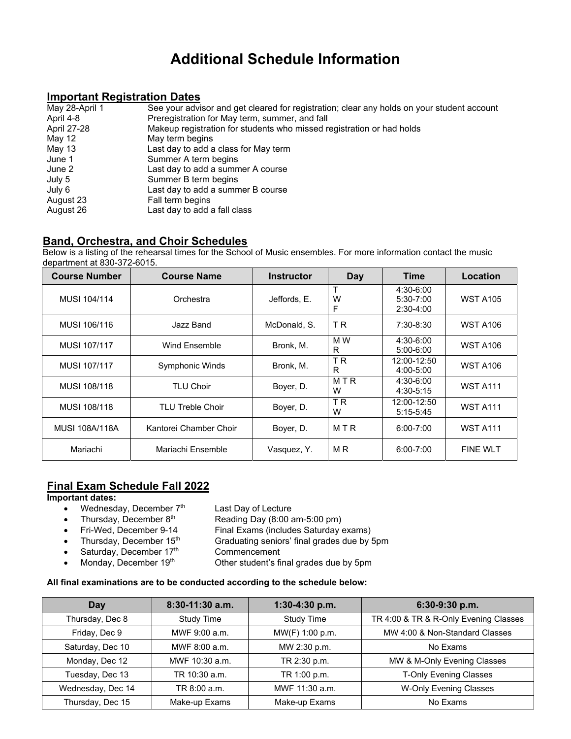# Additional Schedule Information

## Important Registration Dates

| | |
|---|---|
| May 28-April 1 | See your advisor and get cleared for registration; clear any holds on your student account |
| April 4-8 | Preregistration for May term, summer, and fall |
| April 27-28 | Makeup registration for students who missed registration or had holds |
| May 12 | May term begins |
| May 13 | Last day to add a class for May term |
| June 1 | Summer A term begins |
| June 2 | Last day to add a summer A course |
| July 5 | Summer B term begins |
| July 6 | Last day to add a summer B course |
| August 23 | Fall term begins |
| August 26 | Last day to add a fall class |

## Band, Orchestra, and Choir Schedules

Below is a listing of the rehearsal times for the School of Music ensembles. For more information contact the music department at 830-372-6015.

| Course Number | Course Name | Instructor | Day | Time | Location |
|---|---|---|---|---|---|
| MUSI 104/114 | Orchestra | Jeffords, E. | T<br>W<br>F | 4:30-6:00<br>5:30-7:00<br>2:30-4:00 | WST A105 |
| MUSI 106/116 | Jazz Band | McDonald, S. | T R | 7:30-8:30 | WST A106 |
| MUSI 107/117 | Wind Ensemble | Bronk, M. | M W<br>R | 4:30-6:00<br>5:00-6:00 | WST A106 |
| MUSI 107/117 | Symphonic Winds | Bronk, M. | T R<br>R | 12:00-12:50<br>4:00-5:00 | WST A106 |
| MUSI 108/118 | TLU Choir | Boyer, D. | M T R<br>W | 4:30-6:00<br>4:30-5:15 | WST A111 |
| MUSI 108/118 | TLU Treble Choir | Boyer, D. | T R<br>W | 12:00-12:50<br>5:15-5:45 | WST A111 |
| MUSI 108A/118A | Kantorei Chamber Choir | Boyer, D. | M T R | 6:00-7:00 | WST A111 |
| Mariachi | Mariachi Ensemble | Vasquez, Y. | M R | 6:00-7:00 | FINE WLT |

## Final Exam Schedule Fall 2022

**Important dates:**

- Wednesday, December 7th — Last Day of Lecture
- Thursday, December 8th — Reading Day (8:00 am-5:00 pm)
- Fri-Wed, December 9-14 — Final Exams (includes Saturday exams)
- Thursday, December 15th — Graduating seniors' final grades due by 5pm
- Saturday, December 17th — Commencement
- Monday, December 19th — Other student's final grades due by 5pm

**All final examinations are to be conducted according to the schedule below:**

| Day | 8:30-11:30 a.m. | 1:30-4:30 p.m. | 6:30-9:30 p.m. |
|---|---|---|---|
| Thursday, Dec 8 | Study Time | Study Time | TR 4:00 & TR & R-Only Evening Classes |
| Friday, Dec 9 | MWF 9:00 a.m. | MW(F) 1:00 p.m. | MW 4:00 & Non-Standard Classes |
| Saturday, Dec 10 | MWF 8:00 a.m. | MW 2:30 p.m. | No Exams |
| Monday, Dec 12 | MWF 10:30 a.m. | TR 2:30 p.m. | MW & M-Only Evening Classes |
| Tuesday, Dec 13 | TR 10:30 a.m. | TR 1:00 p.m. | T-Only Evening Classes |
| Wednesday, Dec 14 | TR 8:00 a.m. | MWF 11:30 a.m. | W-Only Evening Classes |
| Thursday, Dec 15 | Make-up Exams | Make-up Exams | No Exams |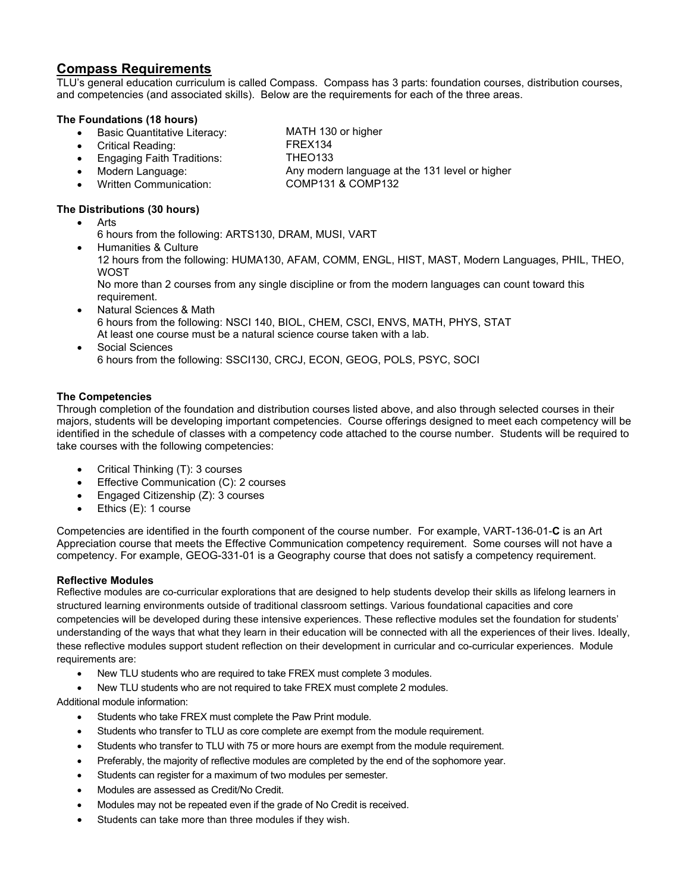## Compass Requirements

TLU's general education curriculum is called Compass. Compass has 3 parts: foundation courses, distribution courses, and competencies (and associated skills). Below are the requirements for each of the three areas.

### The Foundations (18 hours)

- Basic Quantitative Literacy: MATH 130 or higher
- Critical Reading: FREX134
- Engaging Faith Traditions: THEO133
- Modern Language: Any modern language at the 131 level or higher
- Written Communication: COMP131 & COMP132

### The Distributions (30 hours)

- Arts
  6 hours from the following: ARTS130, DRAM, MUSI, VART
- Humanities & Culture
  12 hours from the following: HUMA130, AFAM, COMM, ENGL, HIST, MAST, Modern Languages, PHIL, THEO, WOST
  No more than 2 courses from any single discipline or from the modern languages can count toward this requirement.
- Natural Sciences & Math
  6 hours from the following: NSCI 140, BIOL, CHEM, CSCI, ENVS, MATH, PHYS, STAT
  At least one course must be a natural science course taken with a lab.
- Social Sciences
  6 hours from the following: SSCI130, CRCJ, ECON, GEOG, POLS, PSYC, SOCI

### The Competencies

Through completion of the foundation and distribution courses listed above, and also through selected courses in their majors, students will be developing important competencies. Course offerings designed to meet each competency will be identified in the schedule of classes with a competency code attached to the course number. Students will be required to take courses with the following competencies:

- Critical Thinking (T): 3 courses
- Effective Communication (C): 2 courses
- Engaged Citizenship (Z): 3 courses
- Ethics (E): 1 course

Competencies are identified in the fourth component of the course number. For example, VART-136-01-**C** is an Art Appreciation course that meets the Effective Communication competency requirement. Some courses will not have a competency. For example, GEOG-331-01 is a Geography course that does not satisfy a competency requirement.

### Reflective Modules

Reflective modules are co-curricular explorations that are designed to help students develop their skills as lifelong learners in structured learning environments outside of traditional classroom settings. Various foundational capacities and core competencies will be developed during these intensive experiences. These reflective modules set the foundation for students' understanding of the ways that what they learn in their education will be connected with all the experiences of their lives. Ideally, these reflective modules support student reflection on their development in curricular and co-curricular experiences. Module requirements are:

- New TLU students who are required to take FREX must complete 3 modules.
- New TLU students who are not required to take FREX must complete 2 modules.

Additional module information:

- Students who take FREX must complete the Paw Print module.
- Students who transfer to TLU as core complete are exempt from the module requirement.
- Students who transfer to TLU with 75 or more hours are exempt from the module requirement.
- Preferably, the majority of reflective modules are completed by the end of the sophomore year.
- Students can register for a maximum of two modules per semester.
- Modules are assessed as Credit/No Credit.
- Modules may not be repeated even if the grade of No Credit is received.
- Students can take more than three modules if they wish.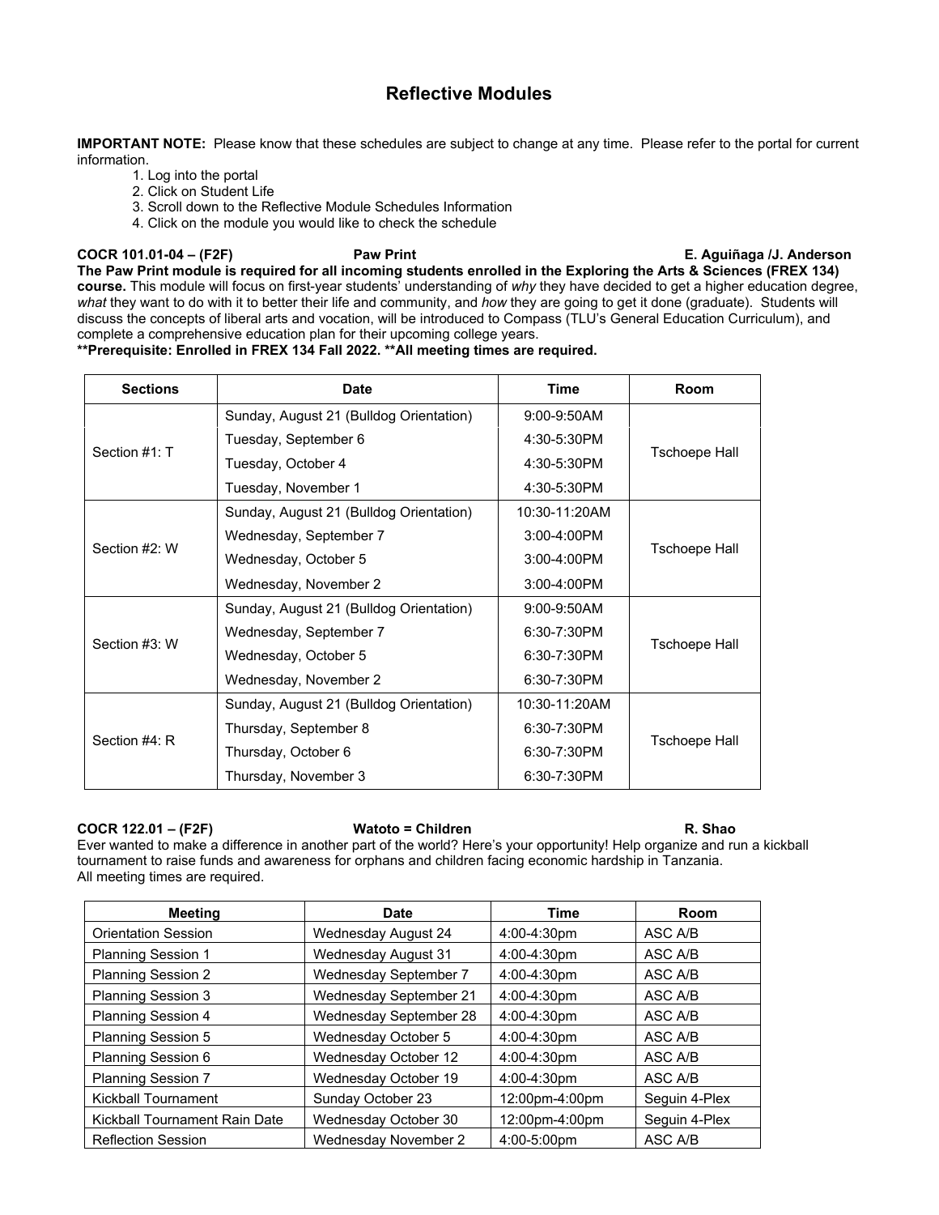# Reflective Modules

**IMPORTANT NOTE:** Please know that these schedules are subject to change at any time. Please refer to the portal for current information.

1. Log into the portal
2. Click on Student Life
3. Scroll down to the Reflective Module Schedules Information
4. Click on the module you would like to check the schedule

**COCR 101.01-04 – (F2F) Paw Print E. Aguiñaga /J. Anderson**

**The Paw Print module is required for all incoming students enrolled in the Exploring the Arts & Sciences (FREX 134) course.** This module will focus on first-year students' understanding of *why* they have decided to get a higher education degree, *what* they want to do with it to better their life and community, and *how* they are going to get it done (graduate). Students will discuss the concepts of liberal arts and vocation, will be introduced to Compass (TLU's General Education Curriculum), and complete a comprehensive education plan for their upcoming college years.

**\*\*Prerequisite: Enrolled in FREX 134 Fall 2022. \*\*All meeting times are required.**

| Sections | Date | Time | Room |
|---|---|---|---|
| Section #1: T | Sunday, August 21 (Bulldog Orientation) | 9:00-9:50AM | Tschoepe Hall |
| | Tuesday, September 6 | 4:30-5:30PM | |
| | Tuesday, October 4 | 4:30-5:30PM | |
| | Tuesday, November 1 | 4:30-5:30PM | |
| Section #2: W | Sunday, August 21 (Bulldog Orientation) | 10:30-11:20AM | Tschoepe Hall |
| | Wednesday, September 7 | 3:00-4:00PM | |
| | Wednesday, October 5 | 3:00-4:00PM | |
| | Wednesday, November 2 | 3:00-4:00PM | |
| Section #3: W | Sunday, August 21 (Bulldog Orientation) | 9:00-9:50AM | Tschoepe Hall |
| | Wednesday, September 7 | 6:30-7:30PM | |
| | Wednesday, October 5 | 6:30-7:30PM | |
| | Wednesday, November 2 | 6:30-7:30PM | |
| Section #4: R | Sunday, August 21 (Bulldog Orientation) | 10:30-11:20AM | Tschoepe Hall |
| | Thursday, September 8 | 6:30-7:30PM | |
| | Thursday, October 6 | 6:30-7:30PM | |
| | Thursday, November 3 | 6:30-7:30PM | |

**COCR 122.01 – (F2F) Watoto = Children R. Shao**

Ever wanted to make a difference in another part of the world? Here's your opportunity! Help organize and run a kickball tournament to raise funds and awareness for orphans and children facing economic hardship in Tanzania.
All meeting times are required.

| Meeting | Date | Time | Room |
|---|---|---|---|
| Orientation Session | Wednesday August 24 | 4:00-4:30pm | ASC A/B |
| Planning Session 1 | Wednesday August 31 | 4:00-4:30pm | ASC A/B |
| Planning Session 2 | Wednesday September 7 | 4:00-4:30pm | ASC A/B |
| Planning Session 3 | Wednesday September 21 | 4:00-4:30pm | ASC A/B |
| Planning Session 4 | Wednesday September 28 | 4:00-4:30pm | ASC A/B |
| Planning Session 5 | Wednesday October 5 | 4:00-4:30pm | ASC A/B |
| Planning Session 6 | Wednesday October 12 | 4:00-4:30pm | ASC A/B |
| Planning Session 7 | Wednesday October 19 | 4:00-4:30pm | ASC A/B |
| Kickball Tournament | Sunday October 23 | 12:00pm-4:00pm | Seguin 4-Plex |
| Kickball Tournament Rain Date | Wednesday October 30 | 12:00pm-4:00pm | Seguin 4-Plex |
| Reflection Session | Wednesday November 2 | 4:00-5:00pm | ASC A/B |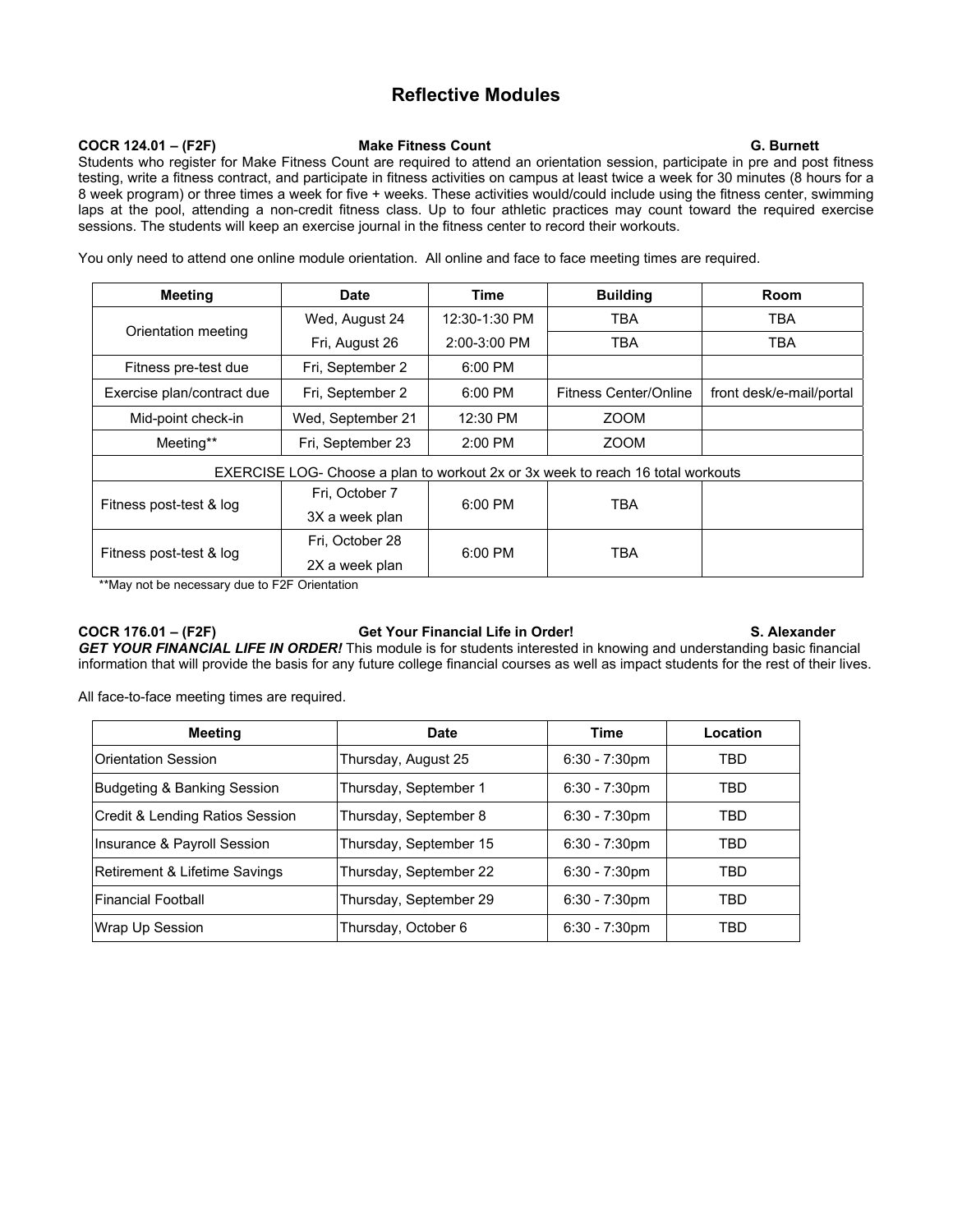# Reflective Modules

**COCR 124.01 – (F2F)** **Make Fitness Count** **G. Burnett**

Students who register for Make Fitness Count are required to attend an orientation session, participate in pre and post fitness testing, write a fitness contract, and participate in fitness activities on campus at least twice a week for 30 minutes (8 hours for a 8 week program) or three times a week for five + weeks. These activities would/could include using the fitness center, swimming laps at the pool, attending a non-credit fitness class. Up to four athletic practices may count toward the required exercise sessions. The students will keep an exercise journal in the fitness center to record their workouts.

You only need to attend one online module orientation. All online and face to face meeting times are required.

| Meeting | Date | Time | Building | Room |
|---|---|---|---|---|
| Orientation meeting | Wed, August 24 | 12:30-1:30 PM | TBA | TBA |
| | Fri, August 26 | 2:00-3:00 PM | TBA | TBA |
| Fitness pre-test due | Fri, September 2 | 6:00 PM | | |
| Exercise plan/contract due | Fri, September 2 | 6:00 PM | Fitness Center/Online | front desk/e-mail/portal |
| Mid-point check-in | Wed, September 21 | 12:30 PM | ZOOM | |
| Meeting** | Fri, September 23 | 2:00 PM | ZOOM | |
| EXERCISE LOG- Choose a plan to workout 2x or 3x week to reach 16 total workouts | | | | |
| Fitness post-test & log | Fri, October 7 3X a week plan | 6:00 PM | TBA | |
| Fitness post-test & log | Fri, October 28 2X a week plan | 6:00 PM | TBA | |

**May not be necessary due to F2F Orientation

**COCR 176.01 – (F2F)** **Get Your Financial Life in Order!** **S. Alexander**

***GET YOUR FINANCIAL LIFE IN ORDER!*** This module is for students interested in knowing and understanding basic financial information that will provide the basis for any future college financial courses as well as impact students for the rest of their lives.

All face-to-face meeting times are required.

| Meeting | Date | Time | Location |
|---|---|---|---|
| Orientation Session | Thursday, August 25 | 6:30 - 7:30pm | TBD |
| Budgeting & Banking Session | Thursday, September 1 | 6:30 - 7:30pm | TBD |
| Credit & Lending Ratios Session | Thursday, September 8 | 6:30 - 7:30pm | TBD |
| Insurance & Payroll Session | Thursday, September 15 | 6:30 - 7:30pm | TBD |
| Retirement & Lifetime Savings | Thursday, September 22 | 6:30 - 7:30pm | TBD |
| Financial Football | Thursday, September 29 | 6:30 - 7:30pm | TBD |
| Wrap Up Session | Thursday, October 6 | 6:30 - 7:30pm | TBD |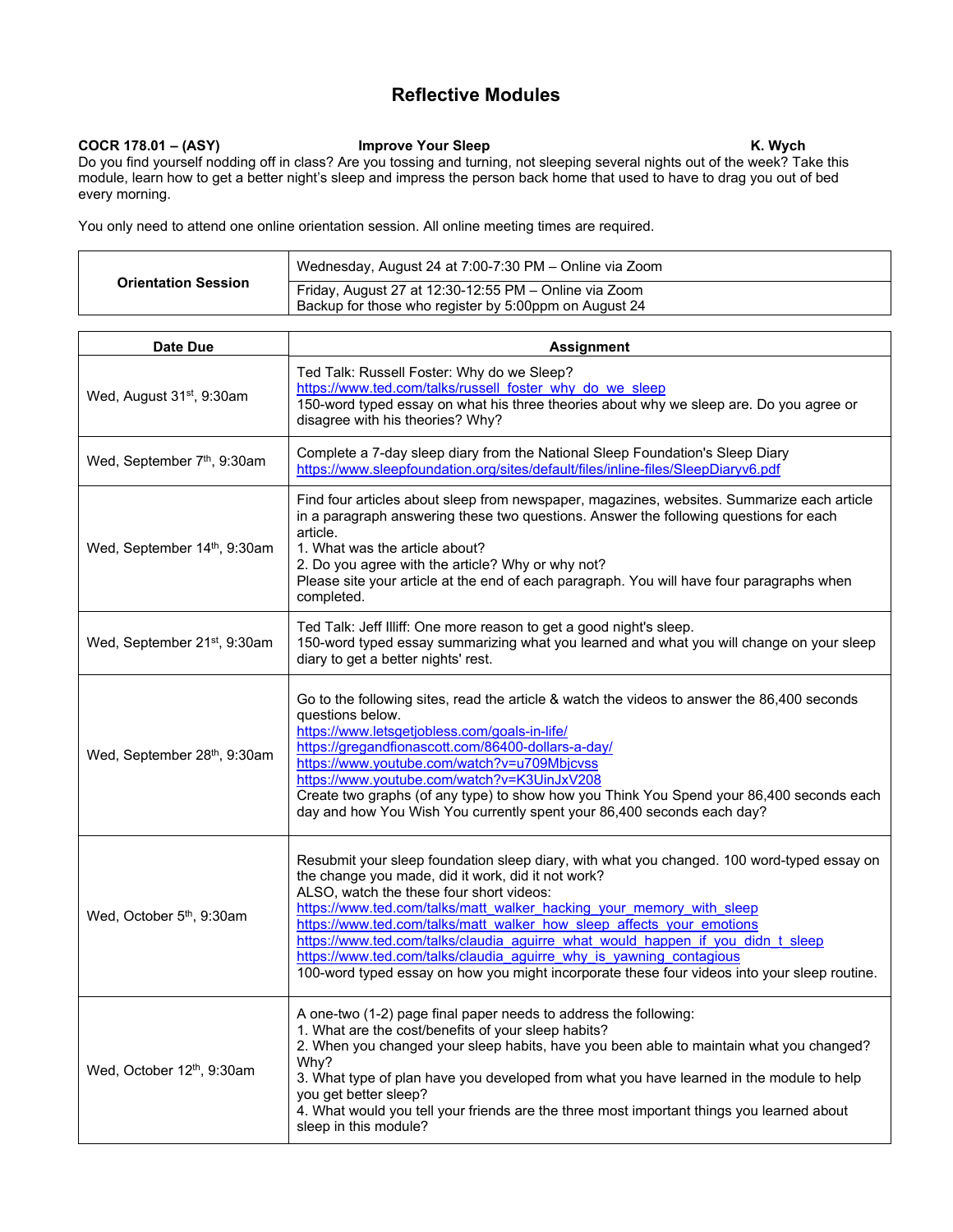# Reflective Modules

**COCR 178.01 – (ASY)** **Improve Your Sleep** **K. Wych**

Do you find yourself nodding off in class? Are you tossing and turning, not sleeping several nights out of the week? Take this module, learn how to get a better night's sleep and impress the person back home that used to have to drag you out of bed every morning.

You only need to attend one online orientation session. All online meeting times are required.

| Orientation Session | |
|---|---|
| Orientation Session | Wednesday, August 24 at 7:00-7:30 PM – Online via Zoom |
| | Friday, August 27 at 12:30-12:55 PM – Online via Zoom<br>Backup for those who register by 5:00ppm on August 24 |

| Date Due | Assignment |
|---|---|
| Wed, August 31st, 9:30am | Ted Talk: Russell Foster: Why do we Sleep?<br>https://www.ted.com/talks/russell_foster_why_do_we_sleep<br>150-word typed essay on what his three theories about why we sleep are. Do you agree or disagree with his theories? Why? |
| Wed, September 7th, 9:30am | Complete a 7-day sleep diary from the National Sleep Foundation's Sleep Diary<br>https://www.sleepfoundation.org/sites/default/files/inline-files/SleepDiaryv6.pdf |
| Wed, September 14th, 9:30am | Find four articles about sleep from newspaper, magazines, websites. Summarize each article in a paragraph answering these two questions. Answer the following questions for each article.<br>1. What was the article about?<br>2. Do you agree with the article? Why or why not?<br>Please site your article at the end of each paragraph. You will have four paragraphs when completed. |
| Wed, September 21st, 9:30am | Ted Talk: Jeff Illiff: One more reason to get a good night's sleep.<br>150-word typed essay summarizing what you learned and what you will change on your sleep diary to get a better nights' rest. |
| Wed, September 28th, 9:30am | Go to the following sites, read the article & watch the videos to answer the 86,400 seconds questions below.<br>https://www.letsgetjobless.com/goals-in-life/<br>https://gregandfionascott.com/86400-dollars-a-day/<br>https://www.youtube.com/watch?v=u709Mbjcvss<br>https://www.youtube.com/watch?v=K3UinJxV208<br>Create two graphs (of any type) to show how you Think You Spend your 86,400 seconds each day and how You Wish You currently spent your 86,400 seconds each day? |
| Wed, October 5th, 9:30am | Resubmit your sleep foundation sleep diary, with what you changed. 100 word-typed essay on the change you made, did it work, did it not work?<br>ALSO, watch the these four short videos:<br>https://www.ted.com/talks/matt_walker_hacking_your_memory_with_sleep<br>https://www.ted.com/talks/matt_walker_how_sleep_affects_your_emotions<br>https://www.ted.com/talks/claudia_aguirre_what_would_happen_if_you_didn_t_sleep<br>https://www.ted.com/talks/claudia_aguirre_why_is_yawning_contagious<br>100-word typed essay on how you might incorporate these four videos into your sleep routine. |
| Wed, October 12th, 9:30am | A one-two (1-2) page final paper needs to address the following:<br>1. What are the cost/benefits of your sleep habits?<br>2. When you changed your sleep habits, have you been able to maintain what you changed? Why?<br>3. What type of plan have you developed from what you have learned in the module to help you get better sleep?<br>4. What would you tell your friends are the three most important things you learned about sleep in this module? |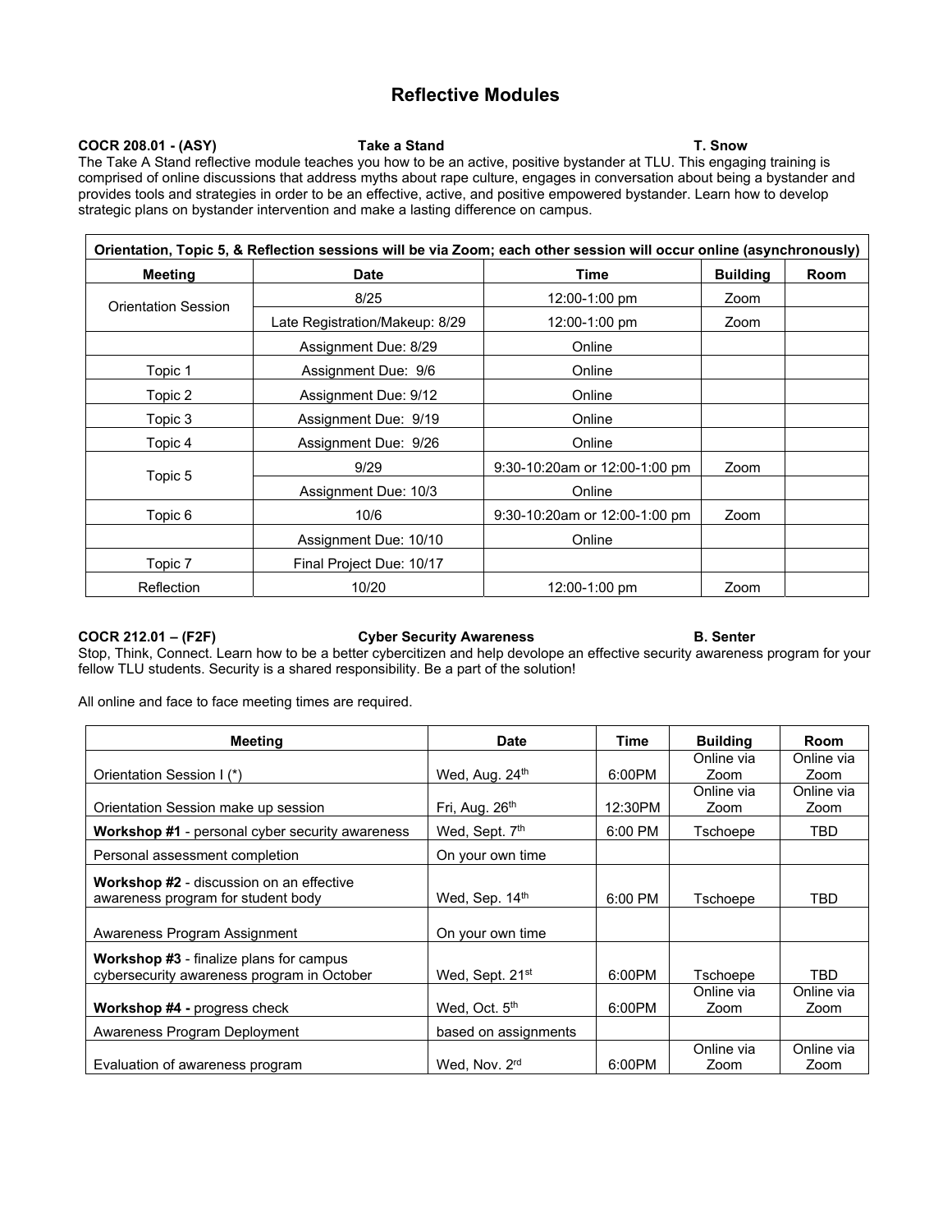# Reflective Modules

**COCR 208.01 - (ASY)** **Take a Stand** **T. Snow**

The Take A Stand reflective module teaches you how to be an active, positive bystander at TLU. This engaging training is comprised of online discussions that address myths about rape culture, engages in conversation about being a bystander and provides tools and strategies in order to be an effective, active, and positive empowered bystander. Learn how to develop strategic plans on bystander intervention and make a lasting difference on campus.

| Orientation, Topic 5, & Reflection sessions will be via Zoom; each other session will occur online (asynchronously) | | | | |
|---|---|---|---|---|
| **Meeting** | **Date** | **Time** | **Building** | **Room** |
| Orientation Session | 8/25 | 12:00-1:00 pm | Zoom | |
| | Late Registration/Makeup: 8/29 | 12:00-1:00 pm | Zoom | |
| | Assignment Due: 8/29 | Online | | |
| Topic 1 | Assignment Due: 9/6 | Online | | |
| Topic 2 | Assignment Due: 9/12 | Online | | |
| Topic 3 | Assignment Due: 9/19 | Online | | |
| Topic 4 | Assignment Due: 9/26 | Online | | |
| Topic 5 | 9/29 | 9:30-10:20am or 12:00-1:00 pm | Zoom | |
| | Assignment Due: 10/3 | Online | | |
| Topic 6 | 10/6 | 9:30-10:20am or 12:00-1:00 pm | Zoom | |
| | Assignment Due: 10/10 | Online | | |
| Topic 7 | Final Project Due: 10/17 | | | |
| Reflection | 10/20 | 12:00-1:00 pm | Zoom | |

**COCR 212.01 – (F2F)** **Cyber Security Awareness** **B. Senter**

Stop, Think, Connect. Learn how to be a better cybercitizen and help devolope an effective security awareness program for your fellow TLU students. Security is a shared responsibility. Be a part of the solution!

All online and face to face meeting times are required.

| Meeting | Date | Time | Building | Room |
|---|---|---|---|---|
| Orientation Session I (*) | Wed, Aug. 24th | 6:00PM | Online via Zoom | Online via Zoom |
| Orientation Session make up session | Fri, Aug. 26th | 12:30PM | Online via Zoom | Online via Zoom |
| **Workshop #1** - personal cyber security awareness | Wed, Sept. 7th | 6:00 PM | Tschoepe | TBD |
| Personal assessment completion | On your own time | | | |
| **Workshop #2** - discussion on an effective awareness program for student body | Wed, Sep. 14th | 6:00 PM | Tschoepe | TBD |
| Awareness Program Assignment | On your own time | | | |
| **Workshop #3** - finalize plans for campus cybersecurity awareness program in October | Wed, Sept. 21st | 6:00PM | Tschoepe | TBD |
| **Workshop #4 -** progress check | Wed, Oct. 5th | 6:00PM | Online via Zoom | Online via Zoom |
| Awareness Program Deployment | based on assignments | | | |
| Evaluation of awareness program | Wed, Nov. 2rd | 6:00PM | Online via Zoom | Online via Zoom |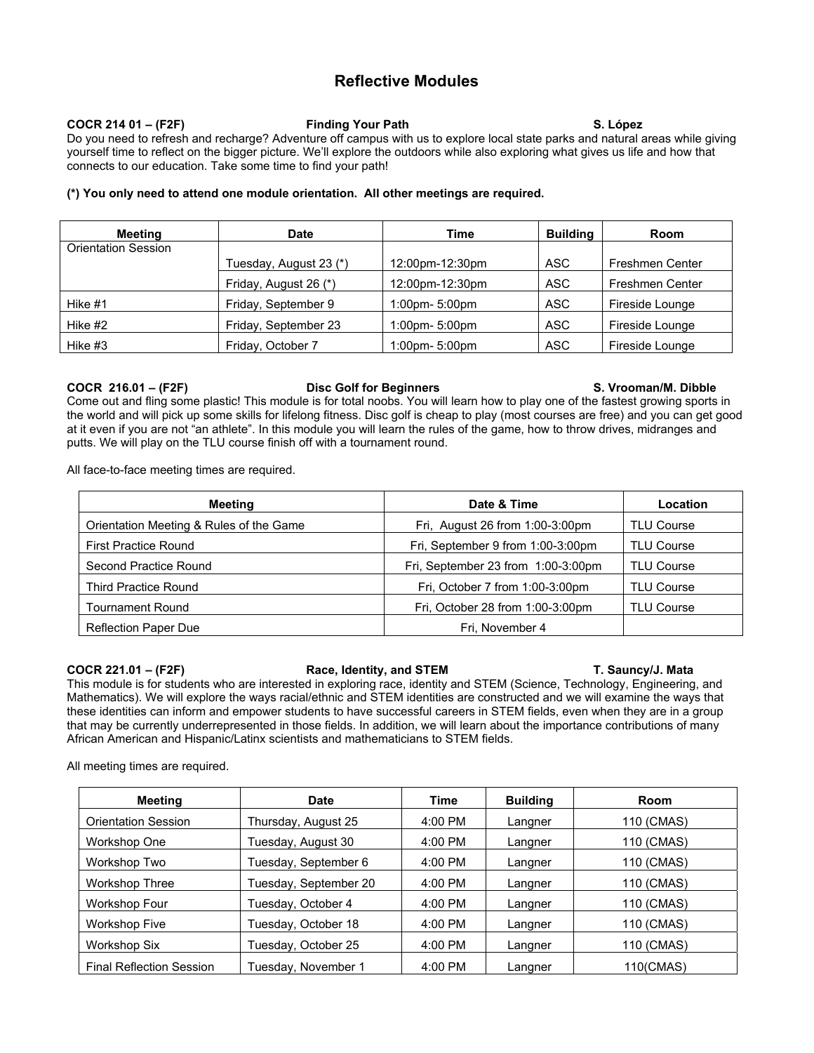# Reflective Modules

**COCR 214 01 – (F2F)** **Finding Your Path** **S. López**

Do you need to refresh and recharge? Adventure off campus with us to explore local state parks and natural areas while giving yourself time to reflect on the bigger picture. We'll explore the outdoors while also exploring what gives us life and how that connects to our education. Take some time to find your path!

**(*) You only need to attend one module orientation. All other meetings are required.**

| Meeting | Date | Time | Building | Room |
|---|---|---|---|---|
| Orientation Session | Tuesday, August 23 (*) | 12:00pm-12:30pm | ASC | Freshmen Center |
| | Friday, August 26 (*) | 12:00pm-12:30pm | ASC | Freshmen Center |
| Hike #1 | Friday, September 9 | 1:00pm- 5:00pm | ASC | Fireside Lounge |
| Hike #2 | Friday, September 23 | 1:00pm- 5:00pm | ASC | Fireside Lounge |
| Hike #3 | Friday, October 7 | 1:00pm- 5:00pm | ASC | Fireside Lounge |

**COCR 216.01 – (F2F)** **Disc Golf for Beginners** **S. Vrooman/M. Dibble**

Come out and fling some plastic! This module is for total noobs. You will learn how to play one of the fastest growing sports in the world and will pick up some skills for lifelong fitness. Disc golf is cheap to play (most courses are free) and you can get good at it even if you are not "an athlete". In this module you will learn the rules of the game, how to throw drives, midranges and putts. We will play on the TLU course finish off with a tournament round.

All face-to-face meeting times are required.

| Meeting | Date & Time | Location |
|---|---|---|
| Orientation Meeting & Rules of the Game | Fri, August 26 from 1:00-3:00pm | TLU Course |
| First Practice Round | Fri, September 9 from 1:00-3:00pm | TLU Course |
| Second Practice Round | Fri, September 23 from 1:00-3:00pm | TLU Course |
| Third Practice Round | Fri, October 7 from 1:00-3:00pm | TLU Course |
| Tournament Round | Fri, October 28 from 1:00-3:00pm | TLU Course |
| Reflection Paper Due | Fri, November 4 | |

**COCR 221.01 – (F2F)** **Race, Identity, and STEM** **T. Sauncy/J. Mata**

This module is for students who are interested in exploring race, identity and STEM (Science, Technology, Engineering, and Mathematics). We will explore the ways racial/ethnic and STEM identities are constructed and we will examine the ways that these identities can inform and empower students to have successful careers in STEM fields, even when they are in a group that may be currently underrepresented in those fields. In addition, we will learn about the importance contributions of many African American and Hispanic/Latinx scientists and mathematicians to STEM fields.

All meeting times are required.

| Meeting | Date | Time | Building | Room |
|---|---|---|---|---|
| Orientation Session | Thursday, August 25 | 4:00 PM | Langner | 110 (CMAS) |
| Workshop One | Tuesday, August 30 | 4:00 PM | Langner | 110 (CMAS) |
| Workshop Two | Tuesday, September 6 | 4:00 PM | Langner | 110 (CMAS) |
| Workshop Three | Tuesday, September 20 | 4:00 PM | Langner | 110 (CMAS) |
| Workshop Four | Tuesday, October 4 | 4:00 PM | Langner | 110 (CMAS) |
| Workshop Five | Tuesday, October 18 | 4:00 PM | Langner | 110 (CMAS) |
| Workshop Six | Tuesday, October 25 | 4:00 PM | Langner | 110 (CMAS) |
| Final Reflection Session | Tuesday, November 1 | 4:00 PM | Langner | 110(CMAS) |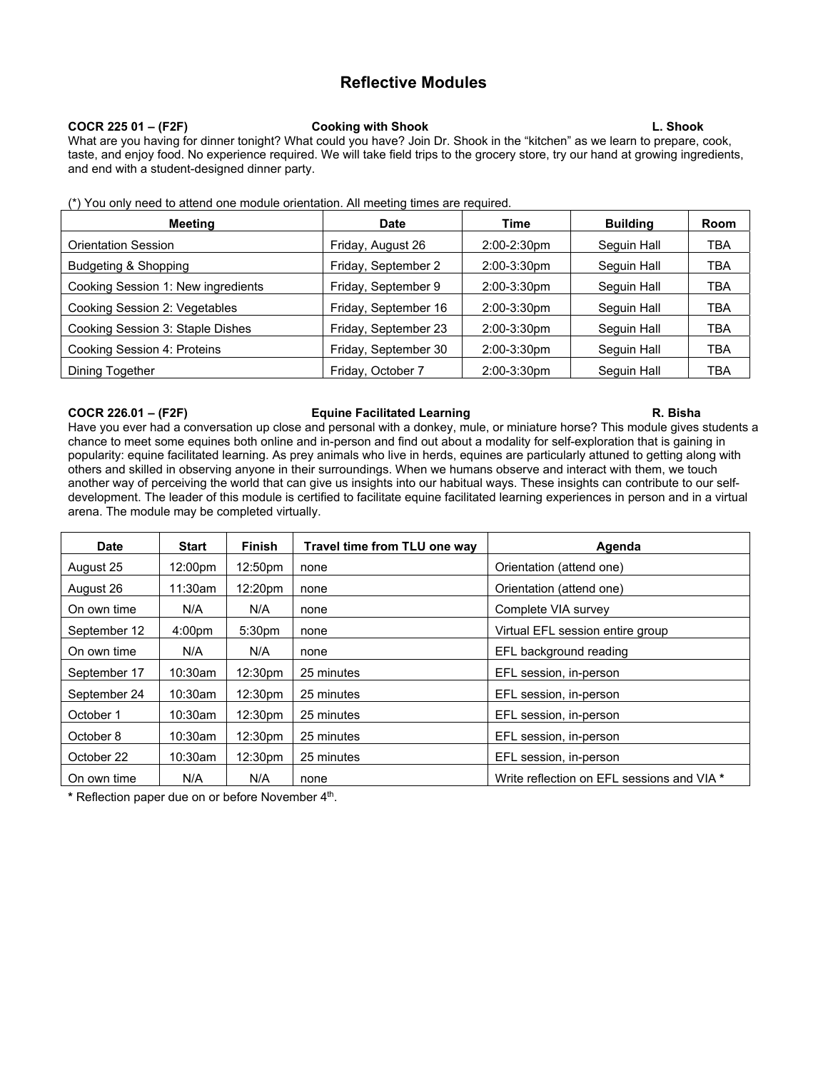# Reflective Modules

**COCR 225 01 – (F2F) Cooking with Shook L. Shook**

What are you having for dinner tonight? What could you have? Join Dr. Shook in the "kitchen" as we learn to prepare, cook, taste, and enjoy food. No experience required. We will take field trips to the grocery store, try our hand at growing ingredients, and end with a student-designed dinner party.

(*) You only need to attend one module orientation. All meeting times are required.

| Meeting | Date | Time | Building | Room |
|---|---|---|---|---|
| Orientation Session | Friday, August 26 | 2:00-2:30pm | Seguin Hall | TBA |
| Budgeting & Shopping | Friday, September 2 | 2:00-3:30pm | Seguin Hall | TBA |
| Cooking Session 1: New ingredients | Friday, September 9 | 2:00-3:30pm | Seguin Hall | TBA |
| Cooking Session 2: Vegetables | Friday, September 16 | 2:00-3:30pm | Seguin Hall | TBA |
| Cooking Session 3: Staple Dishes | Friday, September 23 | 2:00-3:30pm | Seguin Hall | TBA |
| Cooking Session 4: Proteins | Friday, September 30 | 2:00-3:30pm | Seguin Hall | TBA |
| Dining Together | Friday, October 7 | 2:00-3:30pm | Seguin Hall | TBA |

**COCR 226.01 – (F2F) Equine Facilitated Learning R. Bisha**

Have you ever had a conversation up close and personal with a donkey, mule, or miniature horse? This module gives students a chance to meet some equines both online and in-person and find out about a modality for self-exploration that is gaining in popularity: equine facilitated learning. As prey animals who live in herds, equines are particularly attuned to getting along with others and skilled in observing anyone in their surroundings. When we humans observe and interact with them, we touch another way of perceiving the world that can give us insights into our habitual ways. These insights can contribute to our self-development. The leader of this module is certified to facilitate equine facilitated learning experiences in person and in a virtual arena. The module may be completed virtually.

| Date | Start | Finish | Travel time from TLU one way | Agenda |
|---|---|---|---|---|
| August 25 | 12:00pm | 12:50pm | none | Orientation (attend one) |
| August 26 | 11:30am | 12:20pm | none | Orientation (attend one) |
| On own time | N/A | N/A | none | Complete VIA survey |
| September 12 | 4:00pm | 5:30pm | none | Virtual EFL session entire group |
| On own time | N/A | N/A | none | EFL background reading |
| September 17 | 10:30am | 12:30pm | 25 minutes | EFL session, in-person |
| September 24 | 10:30am | 12:30pm | 25 minutes | EFL session, in-person |
| October 1 | 10:30am | 12:30pm | 25 minutes | EFL session, in-person |
| October 8 | 10:30am | 12:30pm | 25 minutes | EFL session, in-person |
| October 22 | 10:30am | 12:30pm | 25 minutes | EFL session, in-person |
| On own time | N/A | N/A | none | Write reflection on EFL sessions and VIA * |

**\*** Reflection paper due on or before November 4th.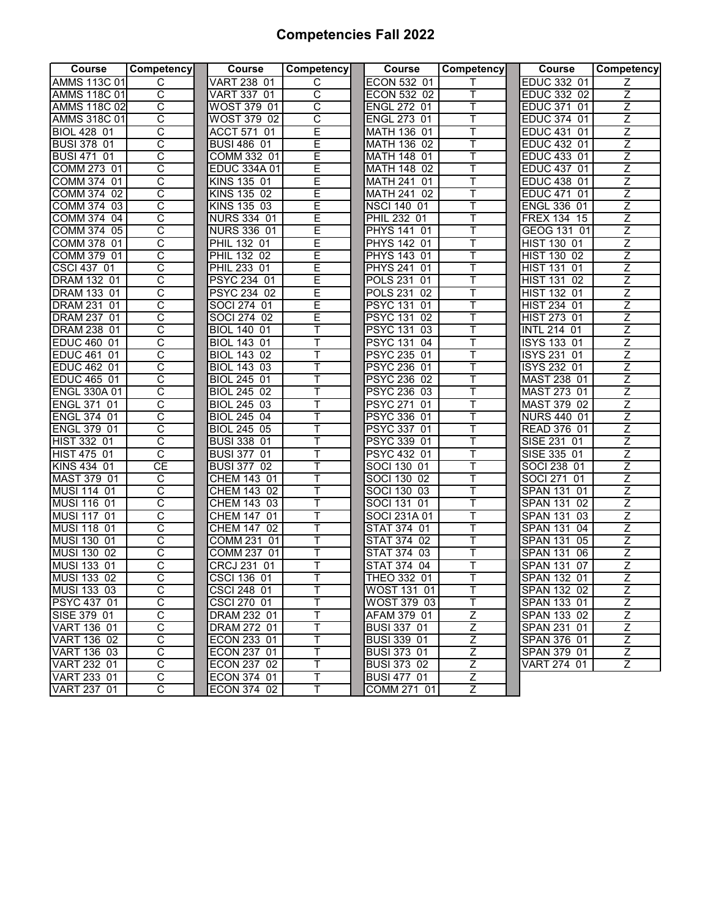# Competencies Fall 2022

| Course | Competency | Course | Competency | Course | Competency | Course | Competency |
|---|---|---|---|---|---|---|---|
| AMMS 113C 01 | C | VART 238 01 | C | ECON 532 01 | T | EDUC 332 01 | Z |
| AMMS 118C 01 | C | VART 337 01 | C | ECON 532 02 | T | EDUC 332 02 | Z |
| AMMS 118C 02 | C | WOST 379 01 | C | ENGL 272 01 | T | EDUC 371 01 | Z |
| AMMS 318C 01 | C | WOST 379 02 | C | ENGL 273 01 | T | EDUC 374 01 | Z |
| BIOL 428 01 | C | ACCT 571 01 | E | MATH 136 01 | T | EDUC 431 01 | Z |
| BUSI 378 01 | C | BUSI 486 01 | E | MATH 136 02 | T | EDUC 432 01 | Z |
| BUSI 471 01 | C | COMM 332 01 | E | MATH 148 01 | T | EDUC 433 01 | Z |
| COMM 273 01 | C | EDUC 334A 01 | E | MATH 148 02 | T | EDUC 437 01 | Z |
| COMM 374 01 | C | KINS 135 01 | E | MATH 241 01 | T | EDUC 438 01 | Z |
| COMM 374 02 | C | KINS 135 02 | E | MATH 241 02 | T | EDUC 471 01 | Z |
| COMM 374 03 | C | KINS 135 03 | E | NSCI 140 01 | T | ENGL 336 01 | Z |
| COMM 374 04 | C | NURS 334 01 | E | PHIL 232 01 | T | FREX 134 15 | Z |
| COMM 374 05 | C | NURS 336 01 | E | PHYS 141 01 | T | GEOG 131 01 | Z |
| COMM 378 01 | C | PHIL 132 01 | E | PHYS 142 01 | T | HIST 130 01 | Z |
| COMM 379 01 | C | PHIL 132 02 | E | PHYS 143 01 | T | HIST 130 02 | Z |
| CSCI 437 01 | C | PHIL 233 01 | E | PHYS 241 01 | T | HIST 131 01 | Z |
| DRAM 132 01 | C | PSYC 234 01 | E | POLS 231 01 | T | HIST 131 02 | Z |
| DRAM 133 01 | C | PSYC 234 02 | E | POLS 231 02 | T | HIST 132 01 | Z |
| DRAM 231 01 | C | SOCI 274 01 | E | PSYC 131 01 | T | HIST 234 01 | Z |
| DRAM 237 01 | C | SOCI 274 02 | E | PSYC 131 02 | T | HIST 273 01 | Z |
| DRAM 238 01 | C | BIOL 140 01 | T | PSYC 131 03 | T | INTL 214 01 | Z |
| EDUC 460 01 | C | BIOL 143 01 | T | PSYC 131 04 | T | ISYS 133 01 | Z |
| EDUC 461 01 | C | BIOL 143 02 | T | PSYC 235 01 | T | ISYS 231 01 | Z |
| EDUC 462 01 | C | BIOL 143 03 | T | PSYC 236 01 | T | ISYS 232 01 | Z |
| EDUC 465 01 | C | BIOL 245 01 | T | PSYC 236 02 | T | MAST 238 01 | Z |
| ENGL 330A 01 | C | BIOL 245 02 | T | PSYC 236 03 | T | MAST 273 01 | Z |
| ENGL 371 01 | C | BIOL 245 03 | T | PSYC 271 01 | T | MAST 379 02 | Z |
| ENGL 374 01 | C | BIOL 245 04 | T | PSYC 336 01 | T | NURS 440 01 | Z |
| ENGL 379 01 | C | BIOL 245 05 | T | PSYC 337 01 | T | READ 376 01 | Z |
| HIST 332 01 | C | BUSI 338 01 | T | PSYC 339 01 | T | SISE 231 01 | Z |
| HIST 475 01 | C | BUSI 377 01 | T | PSYC 432 01 | T | SISE 335 01 | Z |
| KINS 434 01 | CE | BUSI 377 02 | T | SOCI 130 01 | T | SOCI 238 01 | Z |
| MAST 379 01 | C | CHEM 143 01 | T | SOCI 130 02 | T | SOCI 271 01 | Z |
| MUSI 114 01 | C | CHEM 143 02 | T | SOCI 130 03 | T | SPAN 131 01 | Z |
| MUSI 116 01 | C | CHEM 143 03 | T | SOCI 131 01 | T | SPAN 131 02 | Z |
| MUSI 117 01 | C | CHEM 147 01 | T | SOCI 231A 01 | T | SPAN 131 03 | Z |
| MUSI 118 01 | C | CHEM 147 02 | T | STAT 374 01 | T | SPAN 131 04 | Z |
| MUSI 130 01 | C | COMM 231 01 | T | STAT 374 02 | T | SPAN 131 05 | Z |
| MUSI 130 02 | C | COMM 237 01 | T | STAT 374 03 | T | SPAN 131 06 | Z |
| MUSI 133 01 | C | CRCJ 231 01 | T | STAT 374 04 | T | SPAN 131 07 | Z |
| MUSI 133 02 | C | CSCI 136 01 | T | THEO 332 01 | T | SPAN 132 01 | Z |
| MUSI 133 03 | C | CSCI 248 01 | T | WOST 131 01 | T | SPAN 132 02 | Z |
| PSYC 437 01 | C | CSCI 270 01 | T | WOST 379 03 | T | SPAN 133 01 | Z |
| SISE 379 01 | C | DRAM 232 01 | T | AFAM 379 01 | Z | SPAN 133 02 | Z |
| VART 136 01 | C | DRAM 272 01 | T | BUSI 337 01 | Z | SPAN 231 01 | Z |
| VART 136 02 | C | ECON 233 01 | T | BUSI 339 01 | Z | SPAN 376 01 | Z |
| VART 136 03 | C | ECON 237 01 | T | BUSI 373 01 | Z | SPAN 379 01 | Z |
| VART 232 01 | C | ECON 237 02 | T | BUSI 373 02 | Z | VART 274 01 | Z |
| VART 233 01 | C | ECON 374 01 | T | BUSI 477 01 | Z | | |
| VART 237 01 | C | ECON 374 02 | T | COMM 271 01 | Z | | |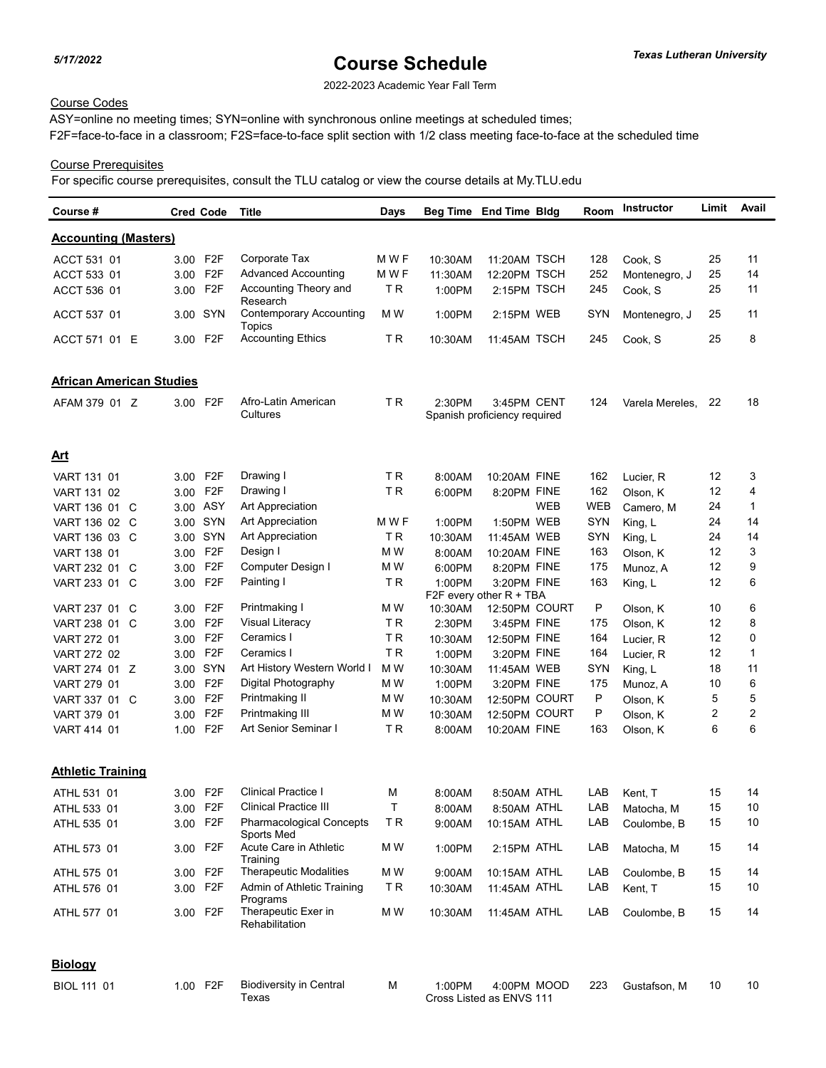*5/17/2022*

# Course Schedule

***Texas Lutheran University***

2022-2023 Academic Year Fall Term

Course Codes

ASY=online no meeting times; SYN=online with synchronous online meetings at scheduled times;
F2F=face-to-face in a classroom; F2S=face-to-face split section with 1/2 class meeting face-to-face at the scheduled time

Course Prerequisites

For specific course prerequisites, consult the TLU catalog or view the course details at My.TLU.edu

| Course # | Cred | Code | Title | Days | Beg Time | End Time | Bldg | Room | Instructor | Limit | Avail |
|---|---|---|---|---|---|---|---|---|---|---|---|
| **Accounting (Masters)** | | | | | | | | | | | |
| ACCT 531 01 | 3.00 | F2F | Corporate Tax | M W F | 10:30AM | 11:20AM | TSCH | 128 | Cook, S | 25 | 11 |
| ACCT 533 01 | 3.00 | F2F | Advanced Accounting | M W F | 11:30AM | 12:20PM | TSCH | 252 | Montenegro, J | 25 | 14 |
| ACCT 536 01 | 3.00 | F2F | Accounting Theory and Research | T R | 1:00PM | 2:15PM | TSCH | 245 | Cook, S | 25 | 11 |
| ACCT 537 01 | 3.00 | SYN | Contemporary Accounting Topics | M W | 1:00PM | 2:15PM | WEB | SYN | Montenegro, J | 25 | 11 |
| ACCT 571 01 E | 3.00 | F2F | Accounting Ethics | T R | 10:30AM | 11:45AM | TSCH | 245 | Cook, S | 25 | 8 |
| **African American Studies** | | | | | | | | | | | |
| AFAM 379 01 Z | 3.00 | F2F | Afro-Latin American Cultures | T R | 2:30PM | 3:45PM | CENT | 124 | Varela Mereles, | 22 | 18 |
| | | | | | Spanish proficiency required | | | | | | |
| **Art** | | | | | | | | | | | |
| VART 131 01 | 3.00 | F2F | Drawing I | T R | 8:00AM | 10:20AM | FINE | 162 | Lucier, R | 12 | 3 |
| VART 131 02 | 3.00 | F2F | Drawing I | T R | 6:00PM | 8:20PM | FINE | 162 | Olson, K | 12 | 4 |
| VART 136 01 C | 3.00 | ASY | Art Appreciation | | | | WEB | WEB | Camero, M | 24 | 1 |
| VART 136 02 C | 3.00 | SYN | Art Appreciation | M W F | 1:00PM | 1:50PM | WEB | SYN | King, L | 24 | 14 |
| VART 136 03 C | 3.00 | SYN | Art Appreciation | T R | 10:30AM | 11:45AM | WEB | SYN | King, L | 24 | 14 |
| VART 138 01 | 3.00 | F2F | Design I | M W | 8:00AM | 10:20AM | FINE | 163 | Olson, K | 12 | 3 |
| VART 232 01 C | 3.00 | F2F | Computer Design I | M W | 6:00PM | 8:20PM | FINE | 175 | Munoz, A | 12 | 9 |
| VART 233 01 C | 3.00 | F2F | Painting I | T R | 1:00PM | 3:20PM | FINE | 163 | King, L | 12 | 6 |
| | | | | | F2F every other R + TBA | | | | | | |
| VART 237 01 C | 3.00 | F2F | Printmaking I | M W | 10:30AM | 12:50PM | COURT | P | Olson, K | 10 | 6 |
| VART 238 01 C | 3.00 | F2F | Visual Literacy | T R | 2:30PM | 3:45PM | FINE | 175 | Olson, K | 12 | 8 |
| VART 272 01 | 3.00 | F2F | Ceramics I | T R | 10:30AM | 12:50PM | FINE | 164 | Lucier, R | 12 | 0 |
| VART 272 02 | 3.00 | F2F | Ceramics I | T R | 1:00PM | 3:20PM | FINE | 164 | Lucier, R | 12 | 1 |
| VART 274 01 Z | 3.00 | SYN | Art History Western World I | M W | 10:30AM | 11:45AM | WEB | SYN | King, L | 18 | 11 |
| VART 279 01 | 3.00 | F2F | Digital Photography | M W | 1:00PM | 3:20PM | FINE | 175 | Munoz, A | 10 | 6 |
| VART 337 01 C | 3.00 | F2F | Printmaking II | M W | 10:30AM | 12:50PM | COURT | P | Olson, K | 5 | 5 |
| VART 379 01 | 3.00 | F2F | Printmaking III | M W | 10:30AM | 12:50PM | COURT | P | Olson, K | 2 | 2 |
| VART 414 01 | 1.00 | F2F | Art Senior Seminar I | T R | 8:00AM | 10:20AM | FINE | 163 | Olson, K | 6 | 6 |
| **Athletic Training** | | | | | | | | | | | |
| ATHL 531 01 | 3.00 | F2F | Clinical Practice I | M | 8:00AM | 8:50AM | ATHL | LAB | Kent, T | 15 | 14 |
| ATHL 533 01 | 3.00 | F2F | Clinical Practice III | T | 8:00AM | 8:50AM | ATHL | LAB | Matocha, M | 15 | 10 |
| ATHL 535 01 | 3.00 | F2F | Pharmacological Concepts Sports Med | T R | 9:00AM | 10:15AM | ATHL | LAB | Coulombe, B | 15 | 10 |
| ATHL 573 01 | 3.00 | F2F | Acute Care in Athletic Training | M W | 1:00PM | 2:15PM | ATHL | LAB | Matocha, M | 15 | 14 |
| ATHL 575 01 | 3.00 | F2F | Therapeutic Modalities | M W | 9:00AM | 10:15AM | ATHL | LAB | Coulombe, B | 15 | 14 |
| ATHL 576 01 | 3.00 | F2F | Admin of Athletic Training Programs | T R | 10:30AM | 11:45AM | ATHL | LAB | Kent, T | 15 | 10 |
| ATHL 577 01 | 3.00 | F2F | Therapeutic Exer in Rehabilitation | M W | 10:30AM | 11:45AM | ATHL | LAB | Coulombe, B | 15 | 14 |
| **Biology** | | | | | | | | | | | |
| BIOL 111 01 | 1.00 | F2F | Biodiversity in Central Texas | M | 1:00PM | 4:00PM | MOOD | 223 | Gustafson, M | 10 | 10 |
| | | | | | Cross Listed as ENVS 111 | | | | | | |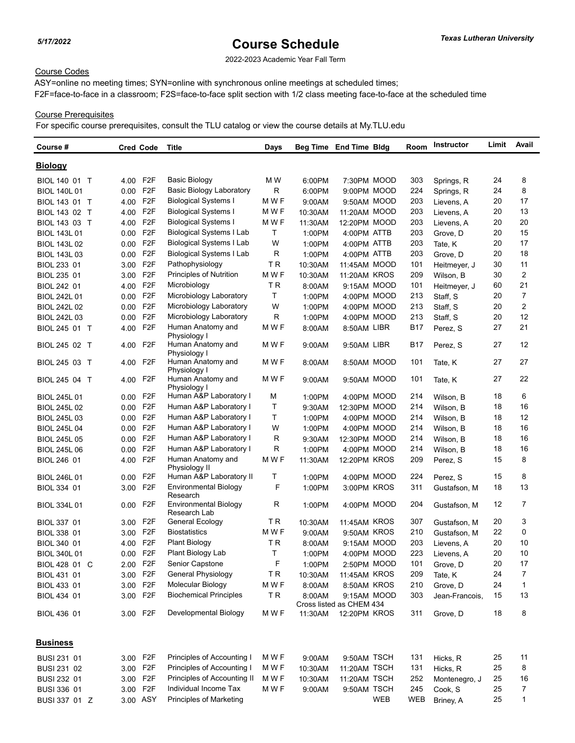5/17/2022

# Course Schedule

**Texas Lutheran University**

2022-2023 Academic Year Fall Term

Course Codes

ASY=online no meeting times; SYN=online with synchronous online meetings at scheduled times;
F2F=face-to-face in a classroom; F2S=face-to-face split section with 1/2 class meeting face-to-face at the scheduled time

Course Prerequisites

For specific course prerequisites, consult the TLU catalog or view the course details at My.TLU.edu

| Course # | Cred | Code | Title | Days | Beg Time | End Time | Bldg | Room | Instructor | Limit | Avail |
|---|---|---|---|---|---|---|---|---|---|---|---|
| **Biology** | | | | | | | | | | | |
| BIOL 140 01 T | 4.00 | F2F | Basic Biology | M W | 6:00PM | 7:30PM | MOOD | 303 | Springs, R | 24 | 8 |
| BIOL 140L 01 | 0.00 | F2F | Basic Biology Laboratory | R | 6:00PM | 9:00PM | MOOD | 224 | Springs, R | 24 | 8 |
| BIOL 143 01 T | 4.00 | F2F | Biological Systems I | M W F | 9:00AM | 9:50AM | MOOD | 203 | Lievens, A | 20 | 17 |
| BIOL 143 02 T | 4.00 | F2F | Biological Systems I | M W F | 10:30AM | 11:20AM | MOOD | 203 | Lievens, A | 20 | 13 |
| BIOL 143 03 T | 4.00 | F2F | Biological Systems I | M W F | 11:30AM | 12:20PM | MOOD | 203 | Lievens, A | 20 | 20 |
| BIOL 143L 01 | 0.00 | F2F | Biological Systems I Lab | T | 1:00PM | 4:00PM | ATTB | 203 | Grove, D | 20 | 15 |
| BIOL 143L 02 | 0.00 | F2F | Biological Systems I Lab | W | 1:00PM | 4:00PM | ATTB | 203 | Tate, K | 20 | 17 |
| BIOL 143L 03 | 0.00 | F2F | Biological Systems I Lab | R | 1:00PM | 4:00PM | ATTB | 203 | Grove, D | 20 | 18 |
| BIOL 233 01 | 3.00 | F2F | Pathophysiology | T R | 10:30AM | 11:45AM | MOOD | 101 | Heitmeyer, J | 30 | 11 |
| BIOL 235 01 | 3.00 | F2F | Principles of Nutrition | M W F | 10:30AM | 11:20AM | KROS | 209 | Wilson, B | 30 | 2 |
| BIOL 242 01 | 4.00 | F2F | Microbiology | T R | 8:00AM | 9:15AM | MOOD | 101 | Heitmeyer, J | 60 | 21 |
| BIOL 242L 01 | 0.00 | F2F | Microbiology Laboratory | T | 1:00PM | 4:00PM | MOOD | 213 | Staff, S | 20 | 7 |
| BIOL 242L 02 | 0.00 | F2F | Microbiology Laboratory | W | 1:00PM | 4:00PM | MOOD | 213 | Staff, S | 20 | 2 |
| BIOL 242L 03 | 0.00 | F2F | Microbiology Laboratory | R | 1:00PM | 4:00PM | MOOD | 213 | Staff, S | 20 | 12 |
| BIOL 245 01 T | 4.00 | F2F | Human Anatomy and Physiology I | M W F | 8:00AM | 8:50AM | LIBR | B17 | Perez, S | 27 | 21 |
| BIOL 245 02 T | 4.00 | F2F | Human Anatomy and Physiology I | M W F | 9:00AM | 9:50AM | LIBR | B17 | Perez, S | 27 | 12 |
| BIOL 245 03 T | 4.00 | F2F | Human Anatomy and Physiology I | M W F | 8:00AM | 8:50AM | MOOD | 101 | Tate, K | 27 | 27 |
| BIOL 245 04 T | 4.00 | F2F | Human Anatomy and Physiology I | M W F | 9:00AM | 9:50AM | MOOD | 101 | Tate, K | 27 | 22 |
| BIOL 245L 01 | 0.00 | F2F | Human A&P Laboratory I | M | 1:00PM | 4:00PM | MOOD | 214 | Wilson, B | 18 | 6 |
| BIOL 245L 02 | 0.00 | F2F | Human A&P Laboratory I | T | 9:30AM | 12:30PM | MOOD | 214 | Wilson, B | 18 | 16 |
| BIOL 245L 03 | 0.00 | F2F | Human A&P Laboratory I | T | 1:00PM | 4:00PM | MOOD | 214 | Wilson, B | 18 | 12 |
| BIOL 245L 04 | 0.00 | F2F | Human A&P Laboratory I | W | 1:00PM | 4:00PM | MOOD | 214 | Wilson, B | 18 | 16 |
| BIOL 245L 05 | 0.00 | F2F | Human A&P Laboratory I | R | 9:30AM | 12:30PM | MOOD | 214 | Wilson, B | 18 | 16 |
| BIOL 245L 06 | 0.00 | F2F | Human A&P Laboratory I | R | 1:00PM | 4:00PM | MOOD | 214 | Wilson, B | 18 | 16 |
| BIOL 246 01 | 4.00 | F2F | Human Anatomy and Physiology II | M W F | 11:30AM | 12:20PM | KROS | 209 | Perez, S | 15 | 8 |
| BIOL 246L 01 | 0.00 | F2F | Human A&P Laboratory II | T | 1:00PM | 4:00PM | MOOD | 224 | Perez, S | 15 | 8 |
| BIOL 334 01 | 3.00 | F2F | Environmental Biology Research | F | 1:00PM | 3:00PM | KROS | 311 | Gustafson, M | 18 | 13 |
| BIOL 334L 01 | 0.00 | F2F | Environmental Biology Research Lab | R | 1:00PM | 4:00PM | MOOD | 204 | Gustafson, M | 12 | 7 |
| BIOL 337 01 | 3.00 | F2F | General Ecology | T R | 10:30AM | 11:45AM | KROS | 307 | Gustafson, M | 20 | 3 |
| BIOL 338 01 | 3.00 | F2F | Biostatistics | M W F | 9:00AM | 9:50AM | KROS | 210 | Gustafson, M | 22 | 0 |
| BIOL 340 01 | 4.00 | F2F | Plant Biology | T R | 8:00AM | 9:15AM | MOOD | 203 | Lievens, A | 20 | 10 |
| BIOL 340L 01 | 0.00 | F2F | Plant Biology Lab | T | 1:00PM | 4:00PM | MOOD | 223 | Lievens, A | 20 | 10 |
| BIOL 428 01 C | 2.00 | F2F | Senior Capstone | F | 1:00PM | 2:50PM | MOOD | 101 | Grove, D | 20 | 17 |
| BIOL 431 01 | 3.00 | F2F | General Physiology | T R | 10:30AM | 11:45AM | KROS | 209 | Tate, K | 24 | 7 |
| BIOL 433 01 | 3.00 | F2F | Molecular Biology | M W F | 8:00AM | 8:50AM | KROS | 210 | Grove, D | 24 | 1 |
| BIOL 434 01 | 3.00 | F2F | Biochemical Principles | T R | 8:00AM | 9:15AM | MOOD | 303 | Jean-Francois, | 15 | 13 |
| | | | | | Cross listed as CHEM 434 | | | | | | |
| BIOL 436 01 | 3.00 | F2F | Developmental Biology | M W F | 11:30AM | 12:20PM | KROS | 311 | Grove, D | 18 | 8 |
| **Business** | | | | | | | | | | | |
| BUSI 231 01 | 3.00 | F2F | Principles of Accounting I | M W F | 9:00AM | 9:50AM | TSCH | 131 | Hicks, R | 25 | 11 |
| BUSI 231 02 | 3.00 | F2F | Principles of Accounting I | M W F | 10:30AM | 11:20AM | TSCH | 131 | Hicks, R | 25 | 8 |
| BUSI 232 01 | 3.00 | F2F | Principles of Accounting II | M W F | 10:30AM | 11:20AM | TSCH | 252 | Montenegro, J | 25 | 16 |
| BUSI 336 01 | 3.00 | F2F | Individual Income Tax | M W F | 9:00AM | 9:50AM | TSCH | 245 | Cook, S | 25 | 7 |
| BUSI 337 01 Z | 3.00 | ASY | Principles of Marketing | | | | WEB | WEB | Briney, A | 25 | 1 |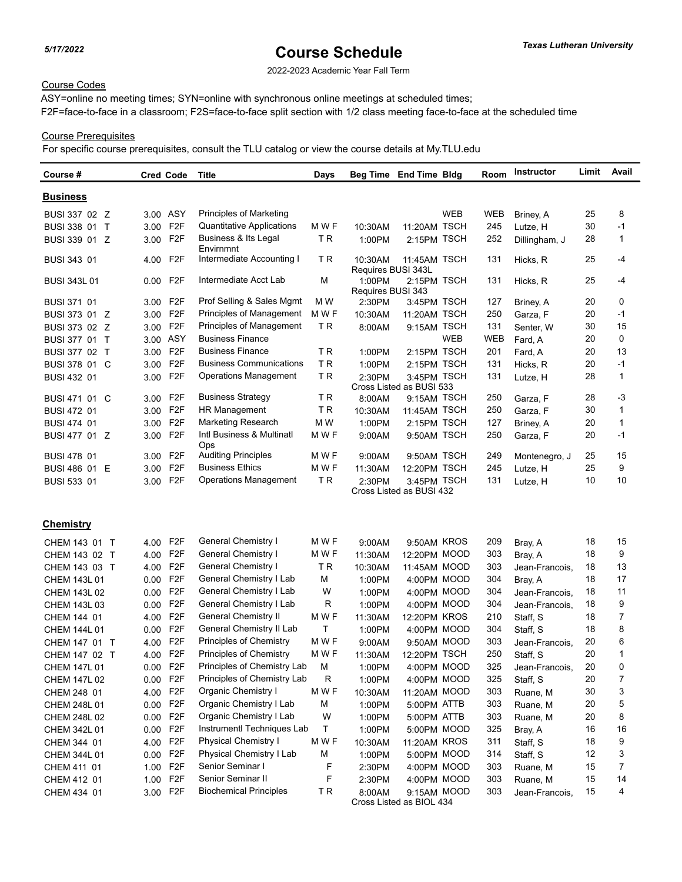5/17/2022

# Course Schedule

*Texas Lutheran University*

2022-2023 Academic Year Fall Term

Course Codes

ASY=online no meeting times; SYN=online with synchronous online meetings at scheduled times;
F2F=face-to-face in a classroom; F2S=face-to-face split section with 1/2 class meeting face-to-face at the scheduled time

Course Prerequisites

For specific course prerequisites, consult the TLU catalog or view the course details at My.TLU.edu

| Course # | Cred | Code | Title | Days | Beg Time | End Time | Bldg | Room | Instructor | Limit | Avail |
|---|---|---|---|---|---|---|---|---|---|---|---|
| **Business** | | | | | | | | | | | |
| BUSI 337 02 Z | 3.00 | ASY | Principles of Marketing | | | | WEB | WEB | Briney, A | 25 | 8 |
| BUSI 338 01 T | 3.00 | F2F | Quantitative Applications | M W F | 10:30AM | 11:20AM | TSCH | 245 | Lutze, H | 30 | -1 |
| BUSI 339 01 Z | 3.00 | F2F | Business & Its Legal Envirnmnt | T R | 1:00PM | 2:15PM | TSCH | 252 | Dillingham, J | 28 | 1 |
| BUSI 343 01 | 4.00 | F2F | Intermediate Accounting I | T R | 10:30AM | 11:45AM | TSCH | 131 | Hicks, R | 25 | -4 |
| | | | | | Requires BUSI 343L | | | | | | |
| BUSI 343L 01 | 0.00 | F2F | Intermediate Acct Lab | M | 1:00PM | 2:15PM | TSCH | 131 | Hicks, R | 25 | -4 |
| | | | | | Requires BUSI 343 | | | | | | |
| BUSI 371 01 | 3.00 | F2F | Prof Selling & Sales Mgmt | M W | 2:30PM | 3:45PM | TSCH | 127 | Briney, A | 20 | 0 |
| BUSI 373 01 Z | 3.00 | F2F | Principles of Management | M W F | 10:30AM | 11:20AM | TSCH | 250 | Garza, F | 20 | -1 |
| BUSI 373 02 Z | 3.00 | F2F | Principles of Management | T R | 8:00AM | 9:15AM | TSCH | 131 | Senter, W | 30 | 15 |
| BUSI 377 01 T | 3.00 | ASY | Business Finance | | | | WEB | WEB | Fard, A | 20 | 0 |
| BUSI 377 02 T | 3.00 | F2F | Business Finance | T R | 1:00PM | 2:15PM | TSCH | 201 | Fard, A | 20 | 13 |
| BUSI 378 01 C | 3.00 | F2F | Business Communications | T R | 1:00PM | 2:15PM | TSCH | 131 | Hicks, R | 20 | -1 |
| BUSI 432 01 | 3.00 | F2F | Operations Management | T R | 2:30PM | 3:45PM | TSCH | 131 | Lutze, H | 28 | 1 |
| | | | | | Cross Listed as BUSI 533 | | | | | | |
| BUSI 471 01 C | 3.00 | F2F | Business Strategy | T R | 8:00AM | 9:15AM | TSCH | 250 | Garza, F | 28 | -3 |
| BUSI 472 01 | 3.00 | F2F | HR Management | T R | 10:30AM | 11:45AM | TSCH | 250 | Garza, F | 30 | 1 |
| BUSI 474 01 | 3.00 | F2F | Marketing Research | M W | 1:00PM | 2:15PM | TSCH | 127 | Briney, A | 20 | 1 |
| BUSI 477 01 Z | 3.00 | F2F | Intl Business & Multinatl Ops | M W F | 9:00AM | 9:50AM | TSCH | 250 | Garza, F | 20 | -1 |
| BUSI 478 01 | 3.00 | F2F | Auditing Principles | M W F | 9:00AM | 9:50AM | TSCH | 249 | Montenegro, J | 25 | 15 |
| BUSI 486 01 E | 3.00 | F2F | Business Ethics | M W F | 11:30AM | 12:20PM | TSCH | 245 | Lutze, H | 25 | 9 |
| BUSI 533 01 | 3.00 | F2F | Operations Management | T R | 2:30PM | 3:45PM | TSCH | 131 | Lutze, H | 10 | 10 |
| | | | | | Cross Listed as BUSI 432 | | | | | | |
| **Chemistry** | | | | | | | | | | | |
| CHEM 143 01 T | 4.00 | F2F | General Chemistry I | M W F | 9:00AM | 9:50AM | KROS | 209 | Bray, A | 18 | 15 |
| CHEM 143 02 T | 4.00 | F2F | General Chemistry I | M W F | 11:30AM | 12:20PM | MOOD | 303 | Bray, A | 18 | 9 |
| CHEM 143 03 T | 4.00 | F2F | General Chemistry I | T R | 10:30AM | 11:45AM | MOOD | 303 | Jean-Francois, | 18 | 13 |
| CHEM 143L 01 | 0.00 | F2F | General Chemistry I Lab | M | 1:00PM | 4:00PM | MOOD | 304 | Bray, A | 18 | 17 |
| CHEM 143L 02 | 0.00 | F2F | General Chemistry I Lab | W | 1:00PM | 4:00PM | MOOD | 304 | Jean-Francois, | 18 | 11 |
| CHEM 143L 03 | 0.00 | F2F | General Chemistry I Lab | R | 1:00PM | 4:00PM | MOOD | 304 | Jean-Francois, | 18 | 9 |
| CHEM 144 01 | 4.00 | F2F | General Chemistry II | M W F | 11:30AM | 12:20PM | KROS | 210 | Staff, S | 18 | 7 |
| CHEM 144L 01 | 0.00 | F2F | General Chemistry II Lab | T | 1:00PM | 4:00PM | MOOD | 304 | Staff, S | 18 | 8 |
| CHEM 147 01 T | 4.00 | F2F | Principles of Chemistry | M W F | 9:00AM | 9:50AM | MOOD | 303 | Jean-Francois, | 20 | 6 |
| CHEM 147 02 T | 4.00 | F2F | Principles of Chemistry | M W F | 11:30AM | 12:20PM | TSCH | 250 | Staff, S | 20 | 1 |
| CHEM 147L 01 | 0.00 | F2F | Principles of Chemistry Lab | M | 1:00PM | 4:00PM | MOOD | 325 | Jean-Francois, | 20 | 0 |
| CHEM 147L 02 | 0.00 | F2F | Principles of Chemistry Lab | R | 1:00PM | 4:00PM | MOOD | 325 | Staff, S | 20 | 7 |
| CHEM 248 01 | 4.00 | F2F | Organic Chemistry I | M W F | 10:30AM | 11:20AM | MOOD | 303 | Ruane, M | 30 | 3 |
| CHEM 248L 01 | 0.00 | F2F | Organic Chemistry I Lab | M | 1:00PM | 5:00PM | ATTB | 303 | Ruane, M | 20 | 5 |
| CHEM 248L 02 | 0.00 | F2F | Organic Chemistry I Lab | W | 1:00PM | 5:00PM | ATTB | 303 | Ruane, M | 20 | 8 |
| CHEM 342L 01 | 0.00 | F2F | Instrumentl Techniques Lab | T | 1:00PM | 5:00PM | MOOD | 325 | Bray, A | 16 | 16 |
| CHEM 344 01 | 4.00 | F2F | Physical Chemistry I | M W F | 10:30AM | 11:20AM | KROS | 311 | Staff, S | 18 | 9 |
| CHEM 344L 01 | 0.00 | F2F | Physical Chemistry I Lab | M | 1:00PM | 5:00PM | MOOD | 314 | Staff, S | 12 | 3 |
| CHEM 411 01 | 1.00 | F2F | Senior Seminar I | F | 2:30PM | 4:00PM | MOOD | 303 | Ruane, M | 15 | 7 |
| CHEM 412 01 | 1.00 | F2F | Senior Seminar II | F | 2:30PM | 4:00PM | MOOD | 303 | Ruane, M | 15 | 14 |
| CHEM 434 01 | 3.00 | F2F | Biochemical Principles | T R | 8:00AM | 9:15AM | MOOD | 303 | Jean-Francois, | 15 | 4 |
| | | | | | Cross Listed as BIOL 434 | | | | | | |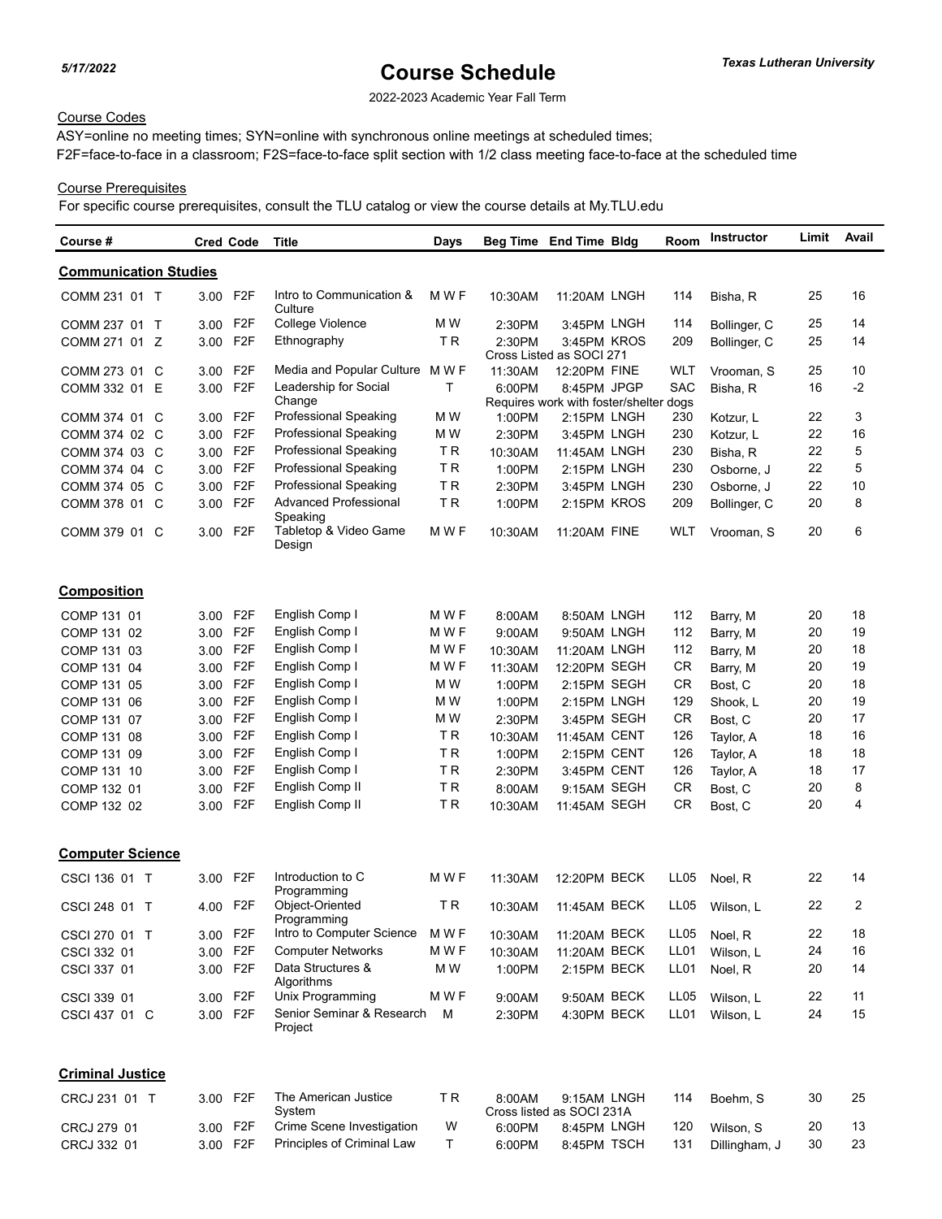*5/17/2022*

# Course Schedule

***Texas Lutheran University***

2022-2023 Academic Year Fall Term

Course Codes

ASY=online no meeting times; SYN=online with synchronous online meetings at scheduled times;
F2F=face-to-face in a classroom; F2S=face-to-face split section with 1/2 class meeting face-to-face at the scheduled time

Course Prerequisites

For specific course prerequisites, consult the TLU catalog or view the course details at My.TLU.edu

| Course # | Cred | Code | Title | Days | Beg Time | End Time | Bldg | Room | Instructor | Limit | Avail |
|---|---|---|---|---|---|---|---|---|---|---|---|
| **Communication Studies** | | | | | | | | | | | |
| COMM 231 01 T | 3.00 | F2F | Intro to Communication & Culture | M W F | 10:30AM | 11:20AM | LNGH | 114 | Bisha, R | 25 | 16 |
| COMM 237 01 T | 3.00 | F2F | College Violence | M W | 2:30PM | 3:45PM | LNGH | 114 | Bollinger, C | 25 | 14 |
| COMM 271 01 Z | 3.00 | F2F | Ethnography | T R | 2:30PM | 3:45PM | KROS | 209 | Bollinger, C | 25 | 14 |
| | | | | | Cross Listed as SOCI 271 | | | | | | |
| COMM 273 01 C | 3.00 | F2F | Media and Popular Culture | M W F | 11:30AM | 12:20PM | FINE | WLT | Vrooman, S | 25 | 10 |
| COMM 332 01 E | 3.00 | F2F | Leadership for Social Change | T | 6:00PM | 8:45PM | JPGP | SAC | Bisha, R | 16 | -2 |
| | | | | | Requires work with foster/shelter dogs | | | | | | |
| COMM 374 01 C | 3.00 | F2F | Professional Speaking | M W | 1:00PM | 2:15PM | LNGH | 230 | Kotzur, L | 22 | 3 |
| COMM 374 02 C | 3.00 | F2F | Professional Speaking | M W | 2:30PM | 3:45PM | LNGH | 230 | Kotzur, L | 22 | 16 |
| COMM 374 03 C | 3.00 | F2F | Professional Speaking | T R | 10:30AM | 11:45AM | LNGH | 230 | Bisha, R | 22 | 5 |
| COMM 374 04 C | 3.00 | F2F | Professional Speaking | T R | 1:00PM | 2:15PM | LNGH | 230 | Osborne, J | 22 | 5 |
| COMM 374 05 C | 3.00 | F2F | Professional Speaking | T R | 2:30PM | 3:45PM | LNGH | 230 | Osborne, J | 22 | 10 |
| COMM 378 01 C | 3.00 | F2F | Advanced Professional Speaking | T R | 1:00PM | 2:15PM | KROS | 209 | Bollinger, C | 20 | 8 |
| COMM 379 01 C | 3.00 | F2F | Tabletop & Video Game Design | M W F | 10:30AM | 11:20AM | FINE | WLT | Vrooman, S | 20 | 6 |
| **Composition** | | | | | | | | | | | |
| COMP 131 01 | 3.00 | F2F | English Comp I | M W F | 8:00AM | 8:50AM | LNGH | 112 | Barry, M | 20 | 18 |
| COMP 131 02 | 3.00 | F2F | English Comp I | M W F | 9:00AM | 9:50AM | LNGH | 112 | Barry, M | 20 | 19 |
| COMP 131 03 | 3.00 | F2F | English Comp I | M W F | 10:30AM | 11:20AM | LNGH | 112 | Barry, M | 20 | 18 |
| COMP 131 04 | 3.00 | F2F | English Comp I | M W F | 11:30AM | 12:20PM | SEGH | CR | Barry, M | 20 | 19 |
| COMP 131 05 | 3.00 | F2F | English Comp I | M W | 1:00PM | 2:15PM | SEGH | CR | Bost, C | 20 | 18 |
| COMP 131 06 | 3.00 | F2F | English Comp I | M W | 1:00PM | 2:15PM | LNGH | 129 | Shook, L | 20 | 19 |
| COMP 131 07 | 3.00 | F2F | English Comp I | M W | 2:30PM | 3:45PM | SEGH | CR | Bost, C | 20 | 17 |
| COMP 131 08 | 3.00 | F2F | English Comp I | T R | 10:30AM | 11:45AM | CENT | 126 | Taylor, A | 18 | 16 |
| COMP 131 09 | 3.00 | F2F | English Comp I | T R | 1:00PM | 2:15PM | CENT | 126 | Taylor, A | 18 | 18 |
| COMP 131 10 | 3.00 | F2F | English Comp I | T R | 2:30PM | 3:45PM | CENT | 126 | Taylor, A | 18 | 17 |
| COMP 132 01 | 3.00 | F2F | English Comp II | T R | 8:00AM | 9:15AM | SEGH | CR | Bost, C | 20 | 8 |
| COMP 132 02 | 3.00 | F2F | English Comp II | T R | 10:30AM | 11:45AM | SEGH | CR | Bost, C | 20 | 4 |
| **Computer Science** | | | | | | | | | | | |
| CSCI 136 01 T | 3.00 | F2F | Introduction to C Programming | M W F | 11:30AM | 12:20PM | BECK | LL05 | Noel, R | 22 | 14 |
| CSCI 248 01 T | 4.00 | F2F | Object-Oriented Programming | T R | 10:30AM | 11:45AM | BECK | LL05 | Wilson, L | 22 | 2 |
| CSCI 270 01 T | 3.00 | F2F | Intro to Computer Science | M W F | 10:30AM | 11:20AM | BECK | LL05 | Noel, R | 22 | 18 |
| CSCI 332 01 | 3.00 | F2F | Computer Networks | M W F | 10:30AM | 11:20AM | BECK | LL01 | Wilson, L | 24 | 16 |
| CSCI 337 01 | 3.00 | F2F | Data Structures & Algorithms | M W | 1:00PM | 2:15PM | BECK | LL01 | Noel, R | 20 | 14 |
| CSCI 339 01 | 3.00 | F2F | Unix Programming | M W F | 9:00AM | 9:50AM | BECK | LL05 | Wilson, L | 22 | 11 |
| CSCI 437 01 C | 3.00 | F2F | Senior Seminar & Research Project | M | 2:30PM | 4:30PM | BECK | LL01 | Wilson, L | 24 | 15 |
| **Criminal Justice** | | | | | | | | | | | |
| CRCJ 231 01 T | 3.00 | F2F | The American Justice System | T R | 8:00AM | 9:15AM | LNGH | 114 | Boehm, S | 30 | 25 |
| | | | | | Cross listed as SOCI 231A | | | | | | |
| CRCJ 279 01 | 3.00 | F2F | Crime Scene Investigation | W | 6:00PM | 8:45PM | LNGH | 120 | Wilson, S | 20 | 13 |
| CRCJ 332 01 | 3.00 | F2F | Principles of Criminal Law | T | 6:00PM | 8:45PM | TSCH | 131 | Dillingham, J | 30 | 23 |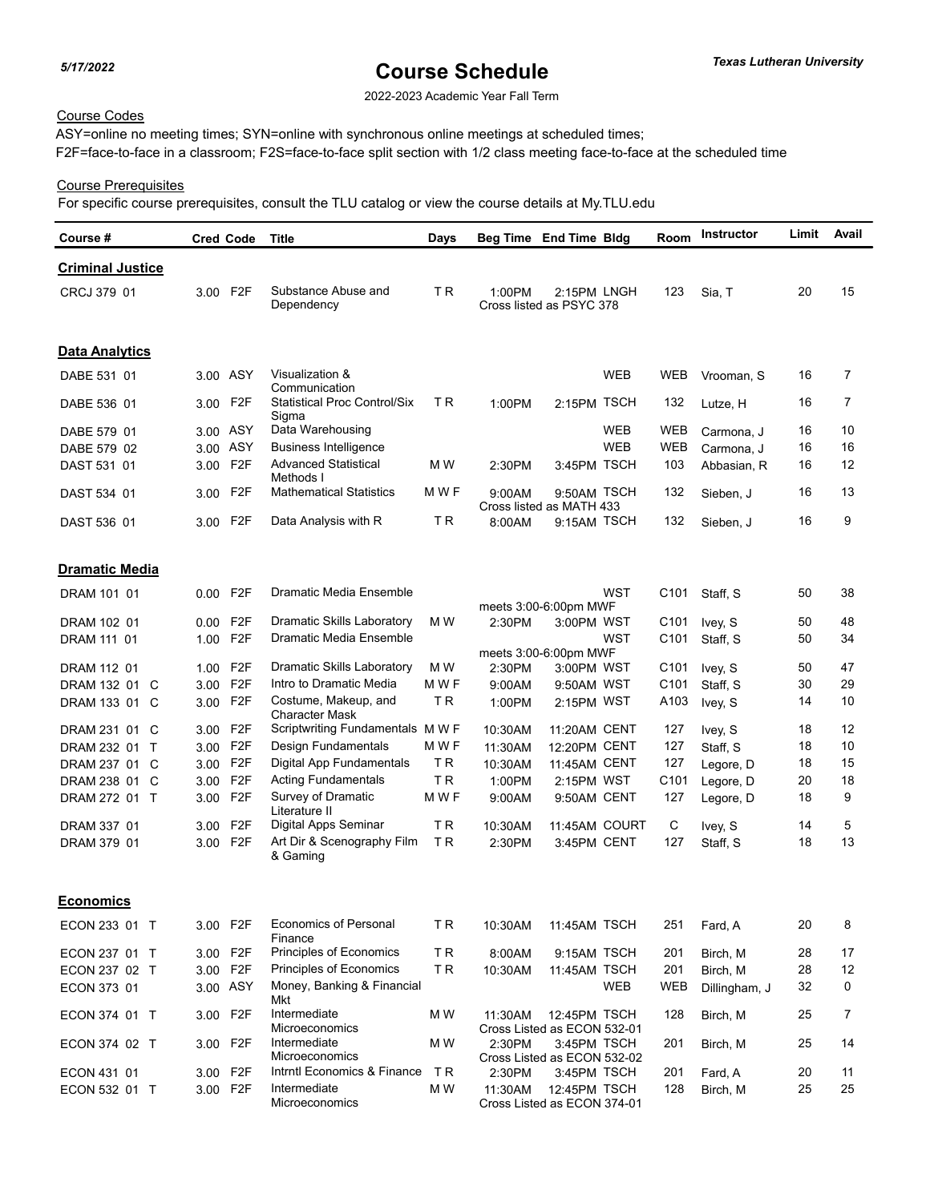5/17/2022

# Course Schedule

**Texas Lutheran University**

2022-2023 Academic Year Fall Term

Course Codes

ASY=online no meeting times; SYN=online with synchronous online meetings at scheduled times;
F2F=face-to-face in a classroom; F2S=face-to-face split section with 1/2 class meeting face-to-face at the scheduled time

Course Prerequisites

For specific course prerequisites, consult the TLU catalog or view the course details at My.TLU.edu

| Course # | Cred | Code | Title | Days | Beg Time | End Time | Bldg | Room | Instructor | Limit | Avail |
|---|---|---|---|---|---|---|---|---|---|---|---|
| **Criminal Justice** | | | | | | | | | | | |
| CRCJ 379 01 | 3.00 | F2F | Substance Abuse and Dependency | T R | 1:00PM | 2:15PM | LNGH | 123 | Sia, T | 20 | 15 |
| | | | | | Cross listed as PSYC 378 | | | | | | |
| **Data Analytics** | | | | | | | | | | | |
| DABE 531 01 | 3.00 | ASY | Visualization & Communication | | | | WEB | WEB | Vrooman, S | 16 | 7 |
| DABE 536 01 | 3.00 | F2F | Statistical Proc Control/Six Sigma | T R | 1:00PM | 2:15PM | TSCH | 132 | Lutze, H | 16 | 7 |
| DABE 579 01 | 3.00 | ASY | Data Warehousing | | | | WEB | WEB | Carmona, J | 16 | 10 |
| DABE 579 02 | 3.00 | ASY | Business Intelligence | | | | WEB | WEB | Carmona, J | 16 | 16 |
| DAST 531 01 | 3.00 | F2F | Advanced Statistical Methods I | M W | 2:30PM | 3:45PM | TSCH | 103 | Abbasian, R | 16 | 12 |
| DAST 534 01 | 3.00 | F2F | Mathematical Statistics | M W F | 9:00AM | 9:50AM | TSCH | 132 | Sieben, J | 16 | 13 |
| | | | | | Cross listed as MATH 433 | | | | | | |
| DAST 536 01 | 3.00 | F2F | Data Analysis with R | T R | 8:00AM | 9:15AM | TSCH | 132 | Sieben, J | 16 | 9 |
| **Dramatic Media** | | | | | | | | | | | |
| DRAM 101 01 | 0.00 | F2F | Dramatic Media Ensemble | | | | WST | C101 | Staff, S | 50 | 38 |
| | | | | | meets 3:00-6:00pm MWF | | | | | | |
| DRAM 102 01 | 0.00 | F2F | Dramatic Skills Laboratory | M W | 2:30PM | 3:00PM | WST | C101 | Ivey, S | 50 | 48 |
| DRAM 111 01 | 1.00 | F2F | Dramatic Media Ensemble | | | | WST | C101 | Staff, S | 50 | 34 |
| | | | | | meets 3:00-6:00pm MWF | | | | | | |
| DRAM 112 01 | 1.00 | F2F | Dramatic Skills Laboratory | M W | 2:30PM | 3:00PM | WST | C101 | Ivey, S | 50 | 47 |
| DRAM 132 01 C | 3.00 | F2F | Intro to Dramatic Media | M W F | 9:00AM | 9:50AM | WST | C101 | Staff, S | 30 | 29 |
| DRAM 133 01 C | 3.00 | F2F | Costume, Makeup, and Character Mask | T R | 1:00PM | 2:15PM | WST | A103 | Ivey, S | 14 | 10 |
| DRAM 231 01 C | 3.00 | F2F | Scriptwriting Fundamentals | M W F | 10:30AM | 11:20AM | CENT | 127 | Ivey, S | 18 | 12 |
| DRAM 232 01 T | 3.00 | F2F | Design Fundamentals | M W F | 11:30AM | 12:20PM | CENT | 127 | Staff, S | 18 | 10 |
| DRAM 237 01 C | 3.00 | F2F | Digital App Fundamentals | T R | 10:30AM | 11:45AM | CENT | 127 | Legore, D | 18 | 15 |
| DRAM 238 01 C | 3.00 | F2F | Acting Fundamentals | T R | 1:00PM | 2:15PM | WST | C101 | Legore, D | 20 | 18 |
| DRAM 272 01 T | 3.00 | F2F | Survey of Dramatic Literature II | M W F | 9:00AM | 9:50AM | CENT | 127 | Legore, D | 18 | 9 |
| DRAM 337 01 | 3.00 | F2F | Digital Apps Seminar | T R | 10:30AM | 11:45AM | COURT | C | Ivey, S | 14 | 5 |
| DRAM 379 01 | 3.00 | F2F | Art Dir & Scenography Film & Gaming | T R | 2:30PM | 3:45PM | CENT | 127 | Staff, S | 18 | 13 |
| **Economics** | | | | | | | | | | | |
| ECON 233 01 T | 3.00 | F2F | Economics of Personal Finance | T R | 10:30AM | 11:45AM | TSCH | 251 | Fard, A | 20 | 8 |
| ECON 237 01 T | 3.00 | F2F | Principles of Economics | T R | 8:00AM | 9:15AM | TSCH | 201 | Birch, M | 28 | 17 |
| ECON 237 02 T | 3.00 | F2F | Principles of Economics | T R | 10:30AM | 11:45AM | TSCH | 201 | Birch, M | 28 | 12 |
| ECON 373 01 | 3.00 | ASY | Money, Banking & Financial Mkt | | | | WEB | WEB | Dillingham, J | 32 | 0 |
| ECON 374 01 T | 3.00 | F2F | Intermediate Microeconomics | M W | 11:30AM | 12:45PM | TSCH | 128 | Birch, M | 25 | 7 |
| | | | | | Cross Listed as ECON 532-01 | | | | | | |
| ECON 374 02 T | 3.00 | F2F | Intermediate Microeconomics | M W | 2:30PM | 3:45PM | TSCH | 201 | Birch, M | 25 | 14 |
| | | | | | Cross Listed as ECON 532-02 | | | | | | |
| ECON 431 01 | 3.00 | F2F | Intrntl Economics & Finance | T R | 2:30PM | 3:45PM | TSCH | 201 | Fard, A | 20 | 11 |
| ECON 532 01 T | 3.00 | F2F | Intermediate Microeconomics | M W | 11:30AM | 12:45PM | TSCH | 128 | Birch, M | 25 | 25 |
| | | | | | Cross Listed as ECON 374-01 | | | | | | |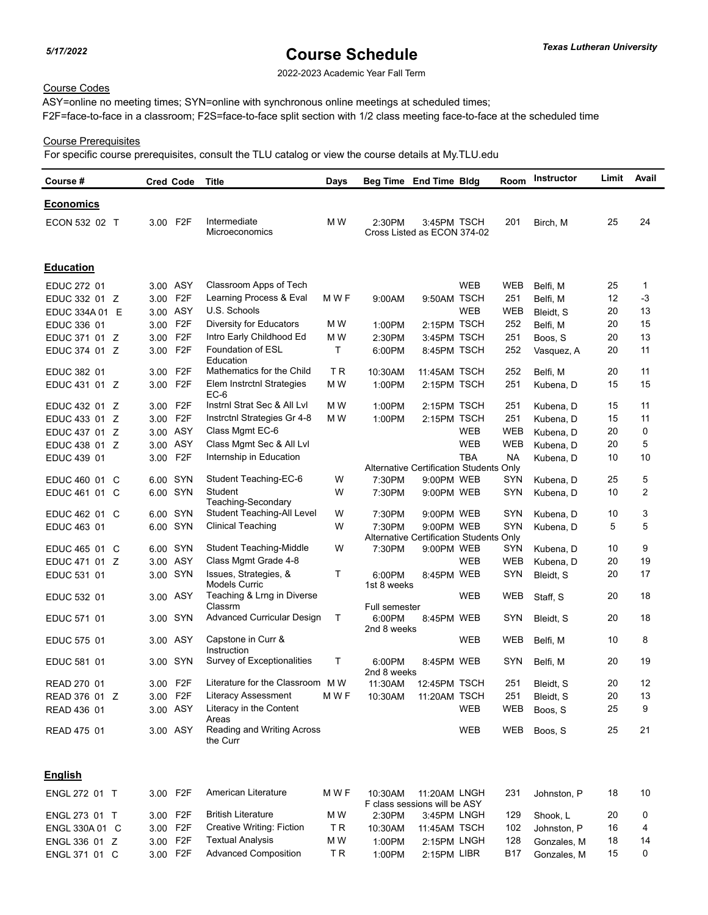5/17/2022

# Course Schedule

Texas Lutheran University

2022-2023 Academic Year Fall Term

Course Codes

ASY=online no meeting times; SYN=online with synchronous online meetings at scheduled times;
F2F=face-to-face in a classroom; F2S=face-to-face split section with 1/2 class meeting face-to-face at the scheduled time

Course Prerequisites

For specific course prerequisites, consult the TLU catalog or view the course details at My.TLU.edu

| Course # | Cred | Code | Title | Days | Beg Time | End Time | Bldg | Room | Instructor | Limit | Avail |
|---|---|---|---|---|---|---|---|---|---|---|---|
| **Economics** | | | | | | | | | | | |
| ECON 532 02 T | 3.00 | F2F | Intermediate Microeconomics | M W | 2:30PM | 3:45PM | TSCH | 201 | Birch, M | 25 | 24 |
| | | | | | Cross Listed as ECON 374-02 | | | | | | |
| **Education** | | | | | | | | | | | |
| EDUC 272 01 | 3.00 | ASY | Classroom Apps of Tech | | | | WEB | WEB | Belfi, M | 25 | 1 |
| EDUC 332 01 Z | 3.00 | F2F | Learning Process & Eval | M W F | 9:00AM | 9:50AM | TSCH | 251 | Belfi, M | 12 | -3 |
| EDUC 334A 01 E | 3.00 | ASY | U.S. Schools | | | | WEB | WEB | Bleidt, S | 20 | 13 |
| EDUC 336 01 | 3.00 | F2F | Diversity for Educators | M W | 1:00PM | 2:15PM | TSCH | 252 | Belfi, M | 20 | 15 |
| EDUC 371 01 Z | 3.00 | F2F | Intro Early Childhood Ed | M W | 2:30PM | 3:45PM | TSCH | 251 | Boos, S | 20 | 13 |
| EDUC 374 01 Z | 3.00 | F2F | Foundation of ESL Education | T | 6:00PM | 8:45PM | TSCH | 252 | Vasquez, A | 20 | 11 |
| EDUC 382 01 | 3.00 | F2F | Mathematics for the Child | T R | 10:30AM | 11:45AM | TSCH | 252 | Belfi, M | 20 | 11 |
| EDUC 431 01 Z | 3.00 | F2F | Elem Instrctnl Strategies EC-6 | M W | 1:00PM | 2:15PM | TSCH | 251 | Kubena, D | 15 | 15 |
| EDUC 432 01 Z | 3.00 | F2F | Instrnl Strat Sec & All Lvl | M W | 1:00PM | 2:15PM | TSCH | 251 | Kubena, D | 15 | 11 |
| EDUC 433 01 Z | 3.00 | F2F | Instrctnl Strategies Gr 4-8 | M W | 1:00PM | 2:15PM | TSCH | 251 | Kubena, D | 15 | 11 |
| EDUC 437 01 Z | 3.00 | ASY | Class Mgmt EC-6 | | | | WEB | WEB | Kubena, D | 20 | 0 |
| EDUC 438 01 Z | 3.00 | ASY | Class Mgmt Sec & All Lvl | | | | WEB | WEB | Kubena, D | 20 | 5 |
| EDUC 439 01 | 3.00 | F2F | Internship in Education | | | | TBA | NA | Kubena, D | 10 | 10 |
| | | | | | Alternative Certification Students Only | | | | | | |
| EDUC 460 01 C | 6.00 | SYN | Student Teaching-EC-6 | W | 7:30PM | 9:00PM | WEB | SYN | Kubena, D | 25 | 5 |
| EDUC 461 01 C | 6.00 | SYN | Student Teaching-Secondary | W | 7:30PM | 9:00PM | WEB | SYN | Kubena, D | 10 | 2 |
| EDUC 462 01 C | 6.00 | SYN | Student Teaching-All Level | W | 7:30PM | 9:00PM | WEB | SYN | Kubena, D | 10 | 3 |
| EDUC 463 01 | 6.00 | SYN | Clinical Teaching | W | 7:30PM | 9:00PM | WEB | SYN | Kubena, D | 5 | 5 |
| | | | | | Alternative Certification Students Only | | | | | | |
| EDUC 465 01 C | 6.00 | SYN | Student Teaching-Middle | W | 7:30PM | 9:00PM | WEB | SYN | Kubena, D | 10 | 9 |
| EDUC 471 01 Z | 3.00 | ASY | Class Mgmt Grade 4-8 | | | | WEB | WEB | Kubena, D | 20 | 19 |
| EDUC 531 01 | 3.00 | SYN | Issues, Strategies, & Models Curric | T | 6:00PM 1st 8 weeks | 8:45PM | WEB | SYN | Bleidt, S | 20 | 17 |
| EDUC 532 01 | 3.00 | ASY | Teaching & Lrng in Diverse Classrm | | Full semester | | WEB | WEB | Staff, S | 20 | 18 |
| EDUC 571 01 | 3.00 | SYN | Advanced Curricular Design | T | 6:00PM 2nd 8 weeks | 8:45PM | WEB | SYN | Bleidt, S | 20 | 18 |
| EDUC 575 01 | 3.00 | ASY | Capstone in Curr & Instruction | | | | WEB | WEB | Belfi, M | 10 | 8 |
| EDUC 581 01 | 3.00 | SYN | Survey of Exceptionalities | T | 6:00PM 2nd 8 weeks | 8:45PM | WEB | SYN | Belfi, M | 20 | 19 |
| READ 270 01 | 3.00 | F2F | Literature for the Classroom | M W | 11:30AM | 12:45PM | TSCH | 251 | Bleidt, S | 20 | 12 |
| READ 376 01 Z | 3.00 | F2F | Literacy Assessment | M W F | 10:30AM | 11:20AM | TSCH | 251 | Bleidt, S | 20 | 13 |
| READ 436 01 | 3.00 | ASY | Literacy in the Content Areas | | | | WEB | WEB | Boos, S | 25 | 9 |
| READ 475 01 | 3.00 | ASY | Reading and Writing Across the Curr | | | | WEB | WEB | Boos, S | 25 | 21 |
| **English** | | | | | | | | | | | |
| ENGL 272 01 T | 3.00 | F2F | American Literature | M W F | 10:30AM | 11:20AM | LNGH | 231 | Johnston, P | 18 | 10 |
| | | | | | F class sessions will be ASY | | | | | | |
| ENGL 273 01 T | 3.00 | F2F | British Literature | M W | 2:30PM | 3:45PM | LNGH | 129 | Shook, L | 20 | 0 |
| ENGL 330A 01 C | 3.00 | F2F | Creative Writing: Fiction | T R | 10:30AM | 11:45AM | TSCH | 102 | Johnston, P | 16 | 4 |
| ENGL 336 01 Z | 3.00 | F2F | Textual Analysis | M W | 1:00PM | 2:15PM | LNGH | 128 | Gonzales, M | 18 | 14 |
| ENGL 371 01 C | 3.00 | F2F | Advanced Composition | T R | 1:00PM | 2:15PM | LIBR | B17 | Gonzales, M | 15 | 0 |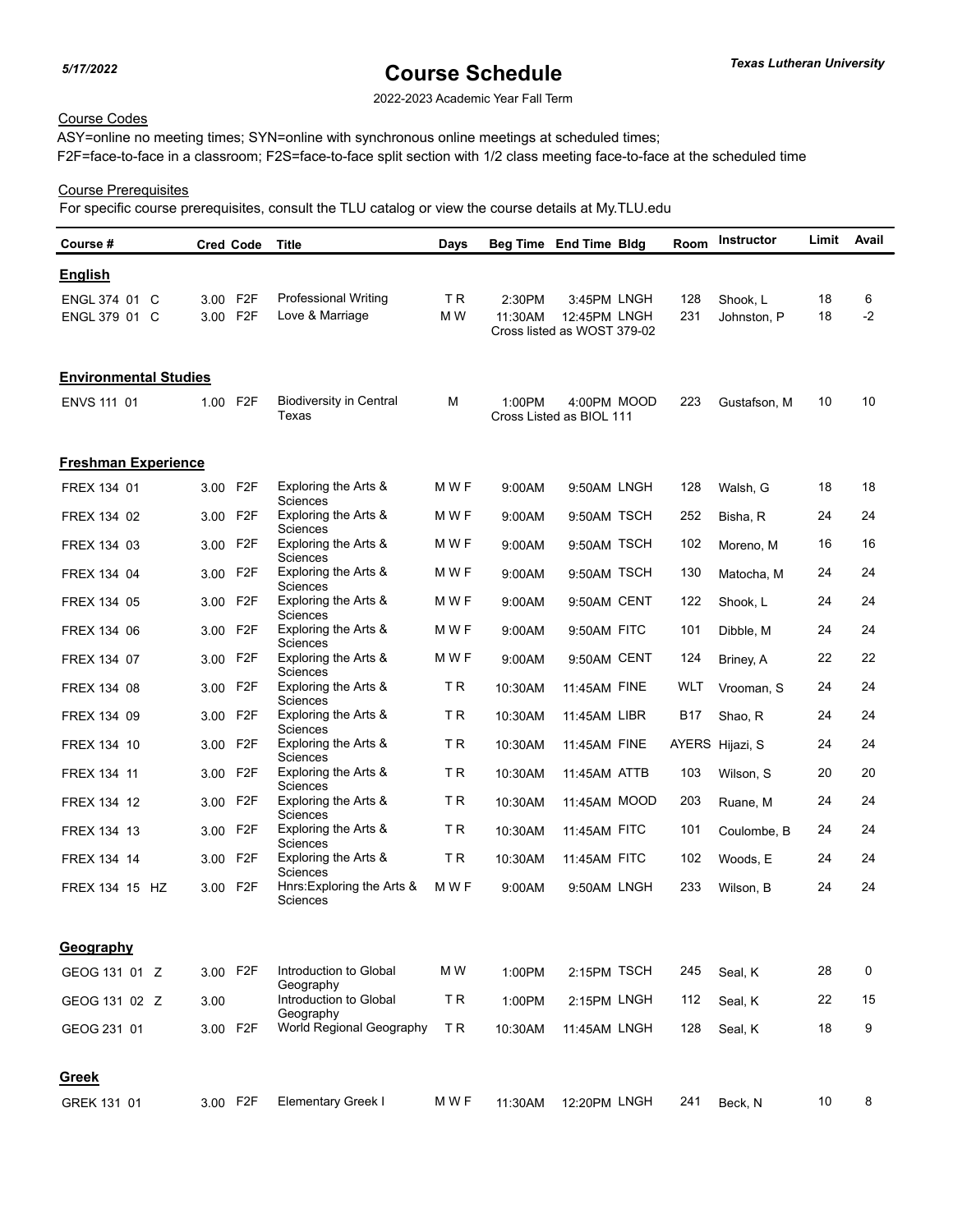# Course Schedule

2022-2023 Academic Year Fall Term

Course Codes

ASY=online no meeting times; SYN=online with synchronous online meetings at scheduled times;
F2F=face-to-face in a classroom; F2S=face-to-face split section with 1/2 class meeting face-to-face at the scheduled time

Course Prerequisites

For specific course prerequisites, consult the TLU catalog or view the course details at My.TLU.edu

| Course # | Cred | Code | Title | Days | Beg Time | End Time | Bldg | Room | Instructor | Limit | Avail |
|---|---|---|---|---|---|---|---|---|---|---|---|
| **English** | | | | | | | | | | | |
| ENGL 374 01 C | 3.00 | F2F | Professional Writing | T R | 2:30PM | 3:45PM | LNGH | 128 | Shook, L | 18 | 6 |
| ENGL 379 01 C | 3.00 | F2F | Love & Marriage | M W | 11:30AM | 12:45PM | LNGH | 231 | Johnston, P | 18 | -2 |
| | | | | | Cross listed as WOST 379-02 | | | | | | |
| **Environmental Studies** | | | | | | | | | | | |
| ENVS 111 01 | 1.00 | F2F | Biodiversity in Central Texas | M | 1:00PM | 4:00PM | MOOD | 223 | Gustafson, M | 10 | 10 |
| | | | | | Cross Listed as BIOL 111 | | | | | | |
| **Freshman Experience** | | | | | | | | | | | |
| FREX 134 01 | 3.00 | F2F | Exploring the Arts & Sciences | M W F | 9:00AM | 9:50AM | LNGH | 128 | Walsh, G | 18 | 18 |
| FREX 134 02 | 3.00 | F2F | Exploring the Arts & Sciences | M W F | 9:00AM | 9:50AM | TSCH | 252 | Bisha, R | 24 | 24 |
| FREX 134 03 | 3.00 | F2F | Exploring the Arts & Sciences | M W F | 9:00AM | 9:50AM | TSCH | 102 | Moreno, M | 16 | 16 |
| FREX 134 04 | 3.00 | F2F | Exploring the Arts & Sciences | M W F | 9:00AM | 9:50AM | TSCH | 130 | Matocha, M | 24 | 24 |
| FREX 134 05 | 3.00 | F2F | Exploring the Arts & Sciences | M W F | 9:00AM | 9:50AM | CENT | 122 | Shook, L | 24 | 24 |
| FREX 134 06 | 3.00 | F2F | Exploring the Arts & Sciences | M W F | 9:00AM | 9:50AM | FITC | 101 | Dibble, M | 24 | 24 |
| FREX 134 07 | 3.00 | F2F | Exploring the Arts & Sciences | M W F | 9:00AM | 9:50AM | CENT | 124 | Briney, A | 22 | 22 |
| FREX 134 08 | 3.00 | F2F | Exploring the Arts & Sciences | T R | 10:30AM | 11:45AM | FINE | WLT | Vrooman, S | 24 | 24 |
| FREX 134 09 | 3.00 | F2F | Exploring the Arts & Sciences | T R | 10:30AM | 11:45AM | LIBR | B17 | Shao, R | 24 | 24 |
| FREX 134 10 | 3.00 | F2F | Exploring the Arts & Sciences | T R | 10:30AM | 11:45AM | FINE | AYERS | Hijazi, S | 24 | 24 |
| FREX 134 11 | 3.00 | F2F | Exploring the Arts & Sciences | T R | 10:30AM | 11:45AM | ATTB | 103 | Wilson, S | 20 | 20 |
| FREX 134 12 | 3.00 | F2F | Exploring the Arts & Sciences | T R | 10:30AM | 11:45AM | MOOD | 203 | Ruane, M | 24 | 24 |
| FREX 134 13 | 3.00 | F2F | Exploring the Arts & Sciences | T R | 10:30AM | 11:45AM | FITC | 101 | Coulombe, B | 24 | 24 |
| FREX 134 14 | 3.00 | F2F | Exploring the Arts & Sciences | T R | 10:30AM | 11:45AM | FITC | 102 | Woods, E | 24 | 24 |
| FREX 134 15 HZ | 3.00 | F2F | Hnrs:Exploring the Arts & Sciences | M W F | 9:00AM | 9:50AM | LNGH | 233 | Wilson, B | 24 | 24 |
| **Geography** | | | | | | | | | | | |
| GEOG 131 01 Z | 3.00 | F2F | Introduction to Global Geography | M W | 1:00PM | 2:15PM | TSCH | 245 | Seal, K | 28 | 0 |
| GEOG 131 02 Z | 3.00 | | Introduction to Global Geography | T R | 1:00PM | 2:15PM | LNGH | 112 | Seal, K | 22 | 15 |
| GEOG 231 01 | 3.00 | F2F | World Regional Geography | T R | 10:30AM | 11:45AM | LNGH | 128 | Seal, K | 18 | 9 |
| **Greek** | | | | | | | | | | | |
| GREK 131 01 | 3.00 | F2F | Elementary Greek I | M W F | 11:30AM | 12:20PM | LNGH | 241 | Beck, N | 10 | 8 |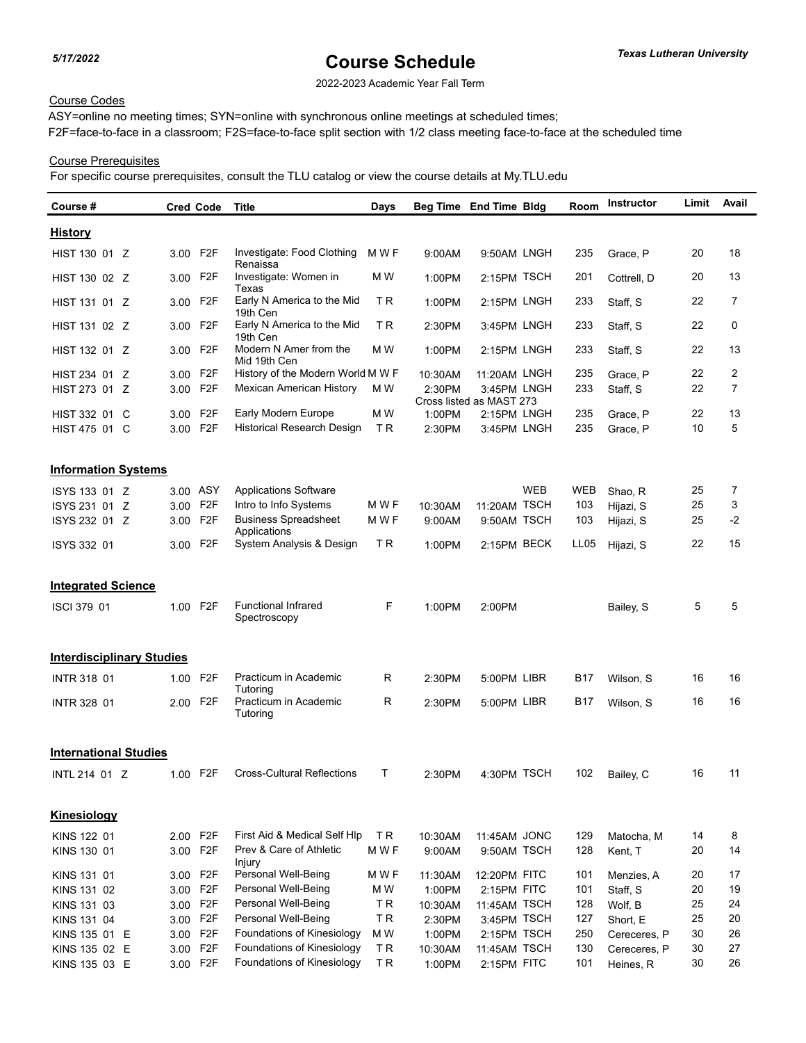# Course Schedule

2022-2023 Academic Year Fall Term

Course Codes

ASY=online no meeting times; SYN=online with synchronous online meetings at scheduled times;
F2F=face-to-face in a classroom; F2S=face-to-face split section with 1/2 class meeting face-to-face at the scheduled time

Course Prerequisites

For specific course prerequisites, consult the TLU catalog or view the course details at My.TLU.edu

| Course # | Cred | Code | Title | Days | Beg Time | End Time | Bldg | Room | Instructor | Limit | Avail |
|---|---|---|---|---|---|---|---|---|---|---|---|
| **History** | | | | | | | | | | | |
| HIST 130 01 Z | 3.00 | F2F | Investigate: Food Clothing Renaissa | M W F | 9:00AM | 9:50AM | LNGH | 235 | Grace, P | 20 | 18 |
| HIST 130 02 Z | 3.00 | F2F | Investigate: Women in Texas | M W | 1:00PM | 2:15PM | TSCH | 201 | Cottrell, D | 20 | 13 |
| HIST 131 01 Z | 3.00 | F2F | Early N America to the Mid 19th Cen | T R | 1:00PM | 2:15PM | LNGH | 233 | Staff, S | 22 | 7 |
| HIST 131 02 Z | 3.00 | F2F | Early N America to the Mid 19th Cen | T R | 2:30PM | 3:45PM | LNGH | 233 | Staff, S | 22 | 0 |
| HIST 132 01 Z | 3.00 | F2F | Modern N Amer from the Mid 19th Cen | M W | 1:00PM | 2:15PM | LNGH | 233 | Staff, S | 22 | 13 |
| HIST 234 01 Z | 3.00 | F2F | History of the Modern World | M W F | 10:30AM | 11:20AM | LNGH | 235 | Grace, P | 22 | 2 |
| HIST 273 01 Z | 3.00 | F2F | Mexican American History | M W | 2:30PM | 3:45PM | LNGH | 233 | Staff, S | 22 | 7 |
| | | | | | Cross listed as MAST 273 | | | | | | |
| HIST 332 01 C | 3.00 | F2F | Early Modern Europe | M W | 1:00PM | 2:15PM | LNGH | 235 | Grace, P | 22 | 13 |
| HIST 475 01 C | 3.00 | F2F | Historical Research Design | T R | 2:30PM | 3:45PM | LNGH | 235 | Grace, P | 10 | 5 |
| **Information Systems** | | | | | | | | | | | |
| ISYS 133 01 Z | 3.00 | ASY | Applications Software | | | | WEB | WEB | Shao, R | 25 | 7 |
| ISYS 231 01 Z | 3.00 | F2F | Intro to Info Systems | M W F | 10:30AM | 11:20AM | TSCH | 103 | Hijazi, S | 25 | 3 |
| ISYS 232 01 Z | 3.00 | F2F | Business Spreadsheet Applications | M W F | 9:00AM | 9:50AM | TSCH | 103 | Hijazi, S | 25 | -2 |
| ISYS 332 01 | 3.00 | F2F | System Analysis & Design | T R | 1:00PM | 2:15PM | BECK | LL05 | Hijazi, S | 22 | 15 |
| **Integrated Science** | | | | | | | | | | | |
| ISCI 379 01 | 1.00 | F2F | Functional Infrared Spectroscopy | F | 1:00PM | 2:00PM | | | Bailey, S | 5 | 5 |
| **Interdisciplinary Studies** | | | | | | | | | | | |
| INTR 318 01 | 1.00 | F2F | Practicum in Academic Tutoring | R | 2:30PM | 5:00PM | LIBR | B17 | Wilson, S | 16 | 16 |
| INTR 328 01 | 2.00 | F2F | Practicum in Academic Tutoring | R | 2:30PM | 5:00PM | LIBR | B17 | Wilson, S | 16 | 16 |
| **International Studies** | | | | | | | | | | | |
| INTL 214 01 Z | 1.00 | F2F | Cross-Cultural Reflections | T | 2:30PM | 4:30PM | TSCH | 102 | Bailey, C | 16 | 11 |
| **Kinesiology** | | | | | | | | | | | |
| KINS 122 01 | 2.00 | F2F | First Aid & Medical Self Hlp | T R | 10:30AM | 11:45AM | JONC | 129 | Matocha, M | 14 | 8 |
| KINS 130 01 | 3.00 | F2F | Prev & Care of Athletic Injury | M W F | 9:00AM | 9:50AM | TSCH | 128 | Kent, T | 20 | 14 |
| KINS 131 01 | 3.00 | F2F | Personal Well-Being | M W F | 11:30AM | 12:20PM | FITC | 101 | Menzies, A | 20 | 17 |
| KINS 131 02 | 3.00 | F2F | Personal Well-Being | M W | 1:00PM | 2:15PM | FITC | 101 | Staff, S | 20 | 19 |
| KINS 131 03 | 3.00 | F2F | Personal Well-Being | T R | 10:30AM | 11:45AM | TSCH | 128 | Wolf, B | 25 | 24 |
| KINS 131 04 | 3.00 | F2F | Personal Well-Being | T R | 2:30PM | 3:45PM | TSCH | 127 | Short, E | 25 | 20 |
| KINS 135 01 E | 3.00 | F2F | Foundations of Kinesiology | M W | 1:00PM | 2:15PM | TSCH | 250 | Cereceres, P | 30 | 26 |
| KINS 135 02 E | 3.00 | F2F | Foundations of Kinesiology | T R | 10:30AM | 11:45AM | TSCH | 130 | Cereceres, P | 30 | 27 |
| KINS 135 03 E | 3.00 | F2F | Foundations of Kinesiology | T R | 1:00PM | 2:15PM | FITC | 101 | Heines, R | 30 | 26 |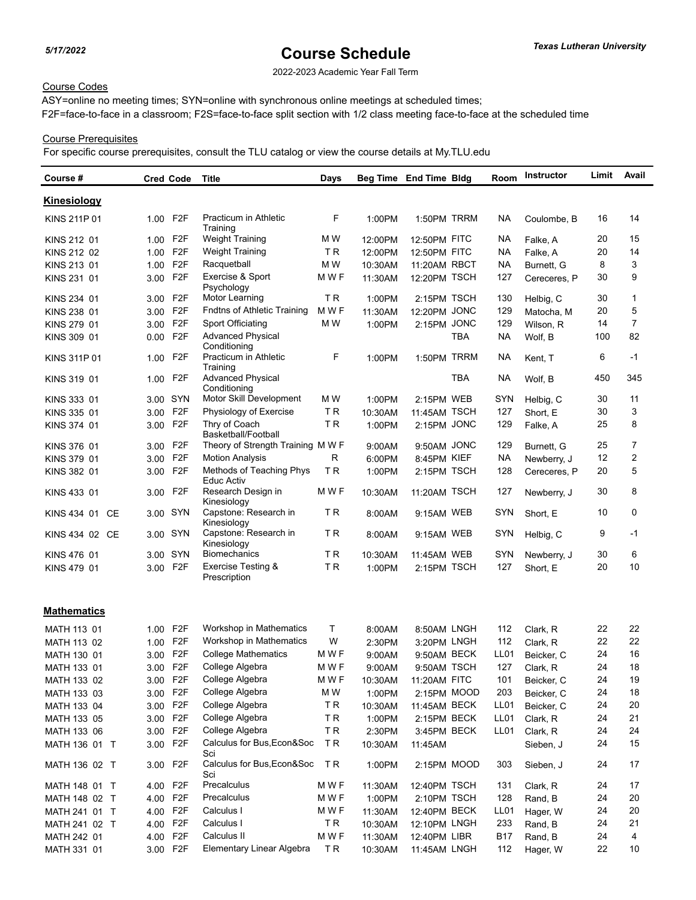5/17/2022

# Course Schedule

*Texas Lutheran University*

2022-2023 Academic Year Fall Term

Course Codes

ASY=online no meeting times; SYN=online with synchronous online meetings at scheduled times;
F2F=face-to-face in a classroom; F2S=face-to-face split section with 1/2 class meeting face-to-face at the scheduled time

Course Prerequisites

For specific course prerequisites, consult the TLU catalog or view the course details at My.TLU.edu

| Course # | Cred | Code | Title | Days | Beg Time | End Time | Bldg | Room | Instructor | Limit | Avail |
|---|---|---|---|---|---|---|---|---|---|---|---|
| **Kinesiology** | | | | | | | | | | | |
| KINS 211P 01 | 1.00 | F2F | Practicum in Athletic Training | F | 1:00PM | 1:50PM | TRRM | NA | Coulombe, B | 16 | 14 |
| KINS 212 01 | 1.00 | F2F | Weight Training | M W | 12:00PM | 12:50PM | FITC | NA | Falke, A | 20 | 15 |
| KINS 212 02 | 1.00 | F2F | Weight Training | T R | 12:00PM | 12:50PM | FITC | NA | Falke, A | 20 | 14 |
| KINS 213 01 | 1.00 | F2F | Racquetball | M W | 10:30AM | 11:20AM | RBCT | NA | Burnett, G | 8 | 3 |
| KINS 231 01 | 3.00 | F2F | Exercise & Sport Psychology | M W F | 11:30AM | 12:20PM | TSCH | 127 | Cereceres, P | 30 | 9 |
| KINS 234 01 | 3.00 | F2F | Motor Learning | T R | 1:00PM | 2:15PM | TSCH | 130 | Helbig, C | 30 | 1 |
| KINS 238 01 | 3.00 | F2F | Fndtns of Athletic Training | M W F | 11:30AM | 12:20PM | JONC | 129 | Matocha, M | 20 | 5 |
| KINS 279 01 | 3.00 | F2F | Sport Officiating | M W | 1:00PM | 2:15PM | JONC | 129 | Wilson, R | 14 | 7 |
| KINS 309 01 | 0.00 | F2F | Advanced Physical Conditioning | | | | TBA | NA | Wolf, B | 100 | 82 |
| KINS 311P 01 | 1.00 | F2F | Practicum in Athletic Training | F | 1:00PM | 1:50PM | TRRM | NA | Kent, T | 6 | -1 |
| KINS 319 01 | 1.00 | F2F | Advanced Physical Conditioning | | | | TBA | NA | Wolf, B | 450 | 345 |
| KINS 333 01 | 3.00 | SYN | Motor Skill Development | M W | 1:00PM | 2:15PM | WEB | SYN | Helbig, C | 30 | 11 |
| KINS 335 01 | 3.00 | F2F | Physiology of Exercise | T R | 10:30AM | 11:45AM | TSCH | 127 | Short, E | 30 | 3 |
| KINS 374 01 | 3.00 | F2F | Thry of Coach Basketball/Football | T R | 1:00PM | 2:15PM | JONC | 129 | Falke, A | 25 | 8 |
| KINS 376 01 | 3.00 | F2F | Theory of Strength Training | M W F | 9:00AM | 9:50AM | JONC | 129 | Burnett, G | 25 | 7 |
| KINS 379 01 | 3.00 | F2F | Motion Analysis | R | 6:00PM | 8:45PM | KIEF | NA | Newberry, J | 12 | 2 |
| KINS 382 01 | 3.00 | F2F | Methods of Teaching Phys Educ Activ | T R | 1:00PM | 2:15PM | TSCH | 128 | Cereceres, P | 20 | 5 |
| KINS 433 01 | 3.00 | F2F | Research Design in Kinesiology | M W F | 10:30AM | 11:20AM | TSCH | 127 | Newberry, J | 30 | 8 |
| KINS 434 01 CE | 3.00 | SYN | Capstone: Research in Kinesiology | T R | 8:00AM | 9:15AM | WEB | SYN | Short, E | 10 | 0 |
| KINS 434 02 CE | 3.00 | SYN | Capstone: Research in Kinesiology | T R | 8:00AM | 9:15AM | WEB | SYN | Helbig, C | 9 | -1 |
| KINS 476 01 | 3.00 | SYN | Biomechanics | T R | 10:30AM | 11:45AM | WEB | SYN | Newberry, J | 30 | 6 |
| KINS 479 01 | 3.00 | F2F | Exercise Testing & Prescription | T R | 1:00PM | 2:15PM | TSCH | 127 | Short, E | 20 | 10 |
| **Mathematics** | | | | | | | | | | | |
| MATH 113 01 | 1.00 | F2F | Workshop in Mathematics | T | 8:00AM | 8:50AM | LNGH | 112 | Clark, R | 22 | 22 |
| MATH 113 02 | 1.00 | F2F | Workshop in Mathematics | W | 2:30PM | 3:20PM | LNGH | 112 | Clark, R | 22 | 22 |
| MATH 130 01 | 3.00 | F2F | College Mathematics | M W F | 9:00AM | 9:50AM | BECK | LL01 | Beicker, C | 24 | 16 |
| MATH 133 01 | 3.00 | F2F | College Algebra | M W F | 9:00AM | 9:50AM | TSCH | 127 | Clark, R | 24 | 18 |
| MATH 133 02 | 3.00 | F2F | College Algebra | M W F | 10:30AM | 11:20AM | FITC | 101 | Beicker, C | 24 | 19 |
| MATH 133 03 | 3.00 | F2F | College Algebra | M W | 1:00PM | 2:15PM | MOOD | 203 | Beicker, C | 24 | 18 |
| MATH 133 04 | 3.00 | F2F | College Algebra | T R | 10:30AM | 11:45AM | BECK | LL01 | Beicker, C | 24 | 20 |
| MATH 133 05 | 3.00 | F2F | College Algebra | T R | 1:00PM | 2:15PM | BECK | LL01 | Clark, R | 24 | 21 |
| MATH 133 06 | 3.00 | F2F | College Algebra | T R | 2:30PM | 3:45PM | BECK | LL01 | Clark, R | 24 | 24 |
| MATH 136 01 T | 3.00 | F2F | Calculus for Bus,Econ&Soc Sci | T R | 10:30AM | 11:45AM | | | Sieben, J | 24 | 15 |
| MATH 136 02 T | 3.00 | F2F | Calculus for Bus,Econ&Soc Sci | T R | 1:00PM | 2:15PM | MOOD | 303 | Sieben, J | 24 | 17 |
| MATH 148 01 T | 4.00 | F2F | Precalculus | M W F | 11:30AM | 12:40PM | TSCH | 131 | Clark, R | 24 | 17 |
| MATH 148 02 T | 4.00 | F2F | Precalculus | M W F | 1:00PM | 2:10PM | TSCH | 128 | Rand, B | 24 | 20 |
| MATH 241 01 T | 4.00 | F2F | Calculus I | M W F | 11:30AM | 12:40PM | BECK | LL01 | Hager, W | 24 | 20 |
| MATH 241 02 T | 4.00 | F2F | Calculus I | T R | 10:30AM | 12:10PM | LNGH | 233 | Rand, B | 24 | 21 |
| MATH 242 01 | 4.00 | F2F | Calculus II | M W F | 11:30AM | 12:40PM | LIBR | B17 | Rand, B | 24 | 4 |
| MATH 331 01 | 3.00 | F2F | Elementary Linear Algebra | T R | 10:30AM | 11:45AM | LNGH | 112 | Hager, W | 22 | 10 |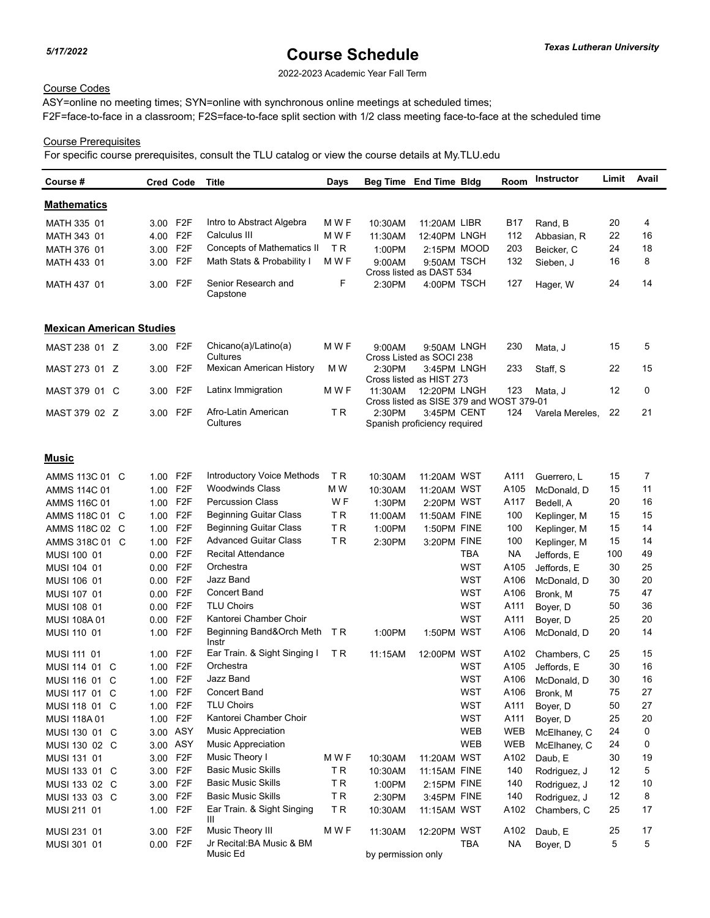*5/17/2022*

# Course Schedule

***Texas Lutheran University***

2022-2023 Academic Year Fall Term

Course Codes

ASY=online no meeting times; SYN=online with synchronous online meetings at scheduled times;
F2F=face-to-face in a classroom; F2S=face-to-face split section with 1/2 class meeting face-to-face at the scheduled time

Course Prerequisites

For specific course prerequisites, consult the TLU catalog or view the course details at My.TLU.edu

| Course # | Cred | Code | Title | Days | Beg Time | End Time | Bldg | Room | Instructor | Limit | Avail |
|---|---|---|---|---|---|---|---|---|---|---|---|
| **Mathematics** | | | | | | | | | | | |
| MATH 335 01 | 3.00 | F2F | Intro to Abstract Algebra | M W F | 10:30AM | 11:20AM | LIBR | B17 | Rand, B | 20 | 4 |
| MATH 343 01 | 4.00 | F2F | Calculus III | M W F | 11:30AM | 12:40PM | LNGH | 112 | Abbasian, R | 22 | 16 |
| MATH 376 01 | 3.00 | F2F | Concepts of Mathematics II | T R | 1:00PM | 2:15PM | MOOD | 203 | Beicker, C | 24 | 18 |
| MATH 433 01 | 3.00 | F2F | Math Stats & Probability I | M W F | 9:00AM | 9:50AM | TSCH | 132 | Sieben, J | 16 | 8 |
| | | | | | Cross listed as DAST 534 | | | | | | |
| MATH 437 01 | 3.00 | F2F | Senior Research and Capstone | F | 2:30PM | 4:00PM | TSCH | 127 | Hager, W | 24 | 14 |
| **Mexican American Studies** | | | | | | | | | | | |
| MAST 238 01 Z | 3.00 | F2F | Chicano(a)/Latino(a) Cultures | M W F | 9:00AM | 9:50AM | LNGH | 230 | Mata, J | 15 | 5 |
| | | | | | Cross Listed as SOCI 238 | | | | | | |
| MAST 273 01 Z | 3.00 | F2F | Mexican American History | M W | 2:30PM | 3:45PM | LNGH | 233 | Staff, S | 22 | 15 |
| | | | | | Cross listed as HIST 273 | | | | | | |
| MAST 379 01 C | 3.00 | F2F | Latinx Immigration | M W F | 11:30AM | 12:20PM | LNGH | 123 | Mata, J | 12 | 0 |
| | | | | | Cross listed as SISE 379 and WOST 379-01 | | | | | | |
| MAST 379 02 Z | 3.00 | F2F | Afro-Latin American Cultures | T R | 2:30PM | 3:45PM | CENT | 124 | Varela Mereles, | 22 | 21 |
| | | | | | Spanish proficiency required | | | | | | |
| **Music** | | | | | | | | | | | |
| AMMS 113C 01 C | 1.00 | F2F | Introductory Voice Methods | T R | 10:30AM | 11:20AM | WST | A111 | Guerrero, L | 15 | 7 |
| AMMS 114C 01 | 1.00 | F2F | Woodwinds Class | M W | 10:30AM | 11:20AM | WST | A105 | McDonald, D | 15 | 11 |
| AMMS 116C 01 | 1.00 | F2F | Percussion Class | W F | 1:30PM | 2:20PM | WST | A117 | Bedell, A | 20 | 16 |
| AMMS 118C 01 C | 1.00 | F2F | Beginning Guitar Class | T R | 11:00AM | 11:50AM | FINE | 100 | Keplinger, M | 15 | 15 |
| AMMS 118C 02 C | 1.00 | F2F | Beginning Guitar Class | T R | 1:00PM | 1:50PM | FINE | 100 | Keplinger, M | 15 | 14 |
| AMMS 318C 01 C | 1.00 | F2F | Advanced Guitar Class | T R | 2:30PM | 3:20PM | FINE | 100 | Keplinger, M | 15 | 14 |
| MUSI 100 01 | 0.00 | F2F | Recital Attendance | | | | TBA | NA | Jeffords, E | 100 | 49 |
| MUSI 104 01 | 0.00 | F2F | Orchestra | | | | WST | A105 | Jeffords, E | 30 | 25 |
| MUSI 106 01 | 0.00 | F2F | Jazz Band | | | | WST | A106 | McDonald, D | 30 | 20 |
| MUSI 107 01 | 0.00 | F2F | Concert Band | | | | WST | A106 | Bronk, M | 75 | 47 |
| MUSI 108 01 | 0.00 | F2F | TLU Choirs | | | | WST | A111 | Boyer, D | 50 | 36 |
| MUSI 108A 01 | 0.00 | F2F | Kantorei Chamber Choir | | | | WST | A111 | Boyer, D | 25 | 20 |
| MUSI 110 01 | 1.00 | F2F | Beginning Band&Orch Meth Instr | T R | 1:00PM | 1:50PM | WST | A106 | McDonald, D | 20 | 14 |
| MUSI 111 01 | 1.00 | F2F | Ear Train. & Sight Singing I | T R | 11:15AM | 12:00PM | WST | A102 | Chambers, C | 25 | 15 |
| MUSI 114 01 C | 1.00 | F2F | Orchestra | | | | WST | A105 | Jeffords, E | 30 | 16 |
| MUSI 116 01 C | 1.00 | F2F | Jazz Band | | | | WST | A106 | McDonald, D | 30 | 16 |
| MUSI 117 01 C | 1.00 | F2F | Concert Band | | | | WST | A106 | Bronk, M | 75 | 27 |
| MUSI 118 01 C | 1.00 | F2F | TLU Choirs | | | | WST | A111 | Boyer, D | 50 | 27 |
| MUSI 118A 01 | 1.00 | F2F | Kantorei Chamber Choir | | | | WST | A111 | Boyer, D | 25 | 20 |
| MUSI 130 01 C | 3.00 | ASY | Music Appreciation | | | | WEB | WEB | McElhaney, C | 24 | 0 |
| MUSI 130 02 C | 3.00 | ASY | Music Appreciation | | | | WEB | WEB | McElhaney, C | 24 | 0 |
| MUSI 131 01 | 3.00 | F2F | Music Theory I | M W F | 10:30AM | 11:20AM | WST | A102 | Daub, E | 30 | 19 |
| MUSI 133 01 C | 3.00 | F2F | Basic Music Skills | T R | 10:30AM | 11:15AM | FINE | 140 | Rodriguez, J | 12 | 5 |
| MUSI 133 02 C | 3.00 | F2F | Basic Music Skills | T R | 1:00PM | 2:15PM | FINE | 140 | Rodriguez, J | 12 | 10 |
| MUSI 133 03 C | 3.00 | F2F | Basic Music Skills | T R | 2:30PM | 3:45PM | FINE | 140 | Rodriguez, J | 12 | 8 |
| MUSI 211 01 | 1.00 | F2F | Ear Train. & Sight Singing III | T R | 10:30AM | 11:15AM | WST | A102 | Chambers, C | 25 | 17 |
| MUSI 231 01 | 3.00 | F2F | Music Theory III | M W F | 11:30AM | 12:20PM | WST | A102 | Daub, E | 25 | 17 |
| MUSI 301 01 | 0.00 | F2F | Jr Recital:BA Music & BM Music Ed | | | | TBA | NA | Boyer, D | 5 | 5 |
| | | | | | by permission only | | | | | | |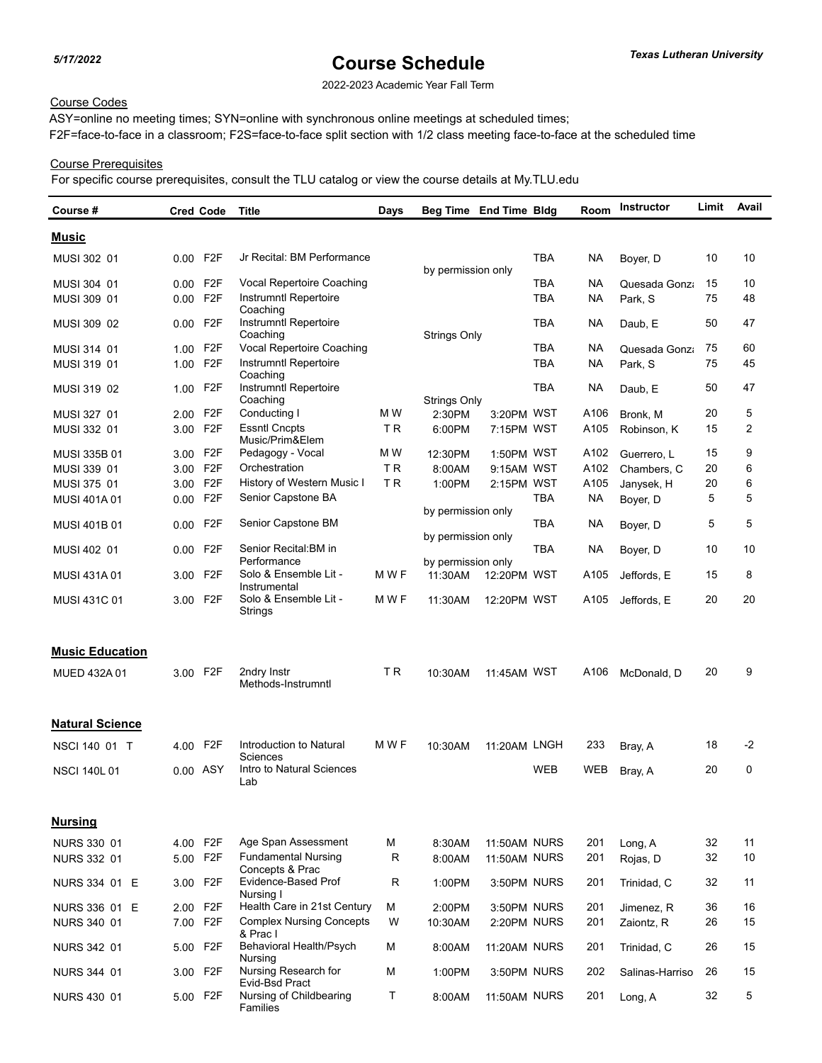*5/17/2022*

# Course Schedule

***Texas Lutheran University***

2022-2023 Academic Year Fall Term

Course Codes

ASY=online no meeting times; SYN=online with synchronous online meetings at scheduled times;
F2F=face-to-face in a classroom; F2S=face-to-face split section with 1/2 class meeting face-to-face at the scheduled time

Course Prerequisites

For specific course prerequisites, consult the TLU catalog or view the course details at My.TLU.edu

| Course # | Cred | Code | Title | Days | Beg Time | End Time | Bldg | Room | Instructor | Limit | Avail |
|---|---|---|---|---|---|---|---|---|---|---|---|
| **Music** | | | | | | | | | | | |
| MUSI 302 01 | 0.00 | F2F | Jr Recital: BM Performance | | by permission only | | TBA | NA | Boyer, D | 10 | 10 |
| MUSI 304 01 | 0.00 | F2F | Vocal Repertoire Coaching | | | | TBA | NA | Quesada Gonz | 15 | 10 |
| MUSI 309 01 | 0.00 | F2F | Instrumntl Repertoire Coaching | | | | TBA | NA | Park, S | 75 | 48 |
| MUSI 309 02 | 0.00 | F2F | Instrumntl Repertoire Coaching | | Strings Only | | TBA | NA | Daub, E | 50 | 47 |
| MUSI 314 01 | 1.00 | F2F | Vocal Repertoire Coaching | | | | TBA | NA | Quesada Gonz | 75 | 60 |
| MUSI 319 01 | 1.00 | F2F | Instrumntl Repertoire Coaching | | | | TBA | NA | Park, S | 75 | 45 |
| MUSI 319 02 | 1.00 | F2F | Instrumntl Repertoire Coaching | | Strings Only | | TBA | NA | Daub, E | 50 | 47 |
| MUSI 327 01 | 2.00 | F2F | Conducting I | M W | 2:30PM | 3:20PM | WST | A106 | Bronk, M | 20 | 5 |
| MUSI 332 01 | 3.00 | F2F | Essntl Cncpts Music/Prim&Elem | T R | 6:00PM | 7:15PM | WST | A105 | Robinson, K | 15 | 2 |
| MUSI 335B 01 | 3.00 | F2F | Pedagogy - Vocal | M W | 12:30PM | 1:50PM | WST | A102 | Guerrero, L | 15 | 9 |
| MUSI 339 01 | 3.00 | F2F | Orchestration | T R | 8:00AM | 9:15AM | WST | A102 | Chambers, C | 20 | 6 |
| MUSI 375 01 | 3.00 | F2F | History of Western Music I | T R | 1:00PM | 2:15PM | WST | A105 | Janysek, H | 20 | 6 |
| MUSI 401A 01 | 0.00 | F2F | Senior Capstone BA | | by permission only | | TBA | NA | Boyer, D | 5 | 5 |
| MUSI 401B 01 | 0.00 | F2F | Senior Capstone BM | | by permission only | | TBA | NA | Boyer, D | 5 | 5 |
| MUSI 402 01 | 0.00 | F2F | Senior Recital:BM in Performance | | by permission only | | TBA | NA | Boyer, D | 10 | 10 |
| MUSI 431A 01 | 3.00 | F2F | Solo & Ensemble Lit - Instrumental | M W F | 11:30AM | 12:20PM | WST | A105 | Jeffords, E | 15 | 8 |
| MUSI 431C 01 | 3.00 | F2F | Solo & Ensemble Lit - Strings | M W F | 11:30AM | 12:20PM | WST | A105 | Jeffords, E | 20 | 20 |
| **Music Education** | | | | | | | | | | | |
| MUED 432A 01 | 3.00 | F2F | 2ndry Instr Methods-Instrumntl | T R | 10:30AM | 11:45AM | WST | A106 | McDonald, D | 20 | 9 |
| **Natural Science** | | | | | | | | | | | |
| NSCI 140 01 T | 4.00 | F2F | Introduction to Natural Sciences | M W F | 10:30AM | 11:20AM | LNGH | 233 | Bray, A | 18 | -2 |
| NSCI 140L 01 | 0.00 | ASY | Intro to Natural Sciences Lab | | | | WEB | WEB | Bray, A | 20 | 0 |
| **Nursing** | | | | | | | | | | | |
| NURS 330 01 | 4.00 | F2F | Age Span Assessment | M | 8:30AM | 11:50AM | NURS | 201 | Long, A | 32 | 11 |
| NURS 332 01 | 5.00 | F2F | Fundamental Nursing Concepts & Prac | R | 8:00AM | 11:50AM | NURS | 201 | Rojas, D | 32 | 10 |
| NURS 334 01 E | 3.00 | F2F | Evidence-Based Prof Nursing I | R | 1:00PM | 3:50PM | NURS | 201 | Trinidad, C | 32 | 11 |
| NURS 336 01 E | 2.00 | F2F | Health Care in 21st Century | M | 2:00PM | 3:50PM | NURS | 201 | Jimenez, R | 36 | 16 |
| NURS 340 01 | 7.00 | F2F | Complex Nursing Concepts & Prac I | W | 10:30AM | 2:20PM | NURS | 201 | Zaiontz, R | 26 | 15 |
| NURS 342 01 | 5.00 | F2F | Behavioral Health/Psych Nursing | M | 8:00AM | 11:20AM | NURS | 201 | Trinidad, C | 26 | 15 |
| NURS 344 01 | 3.00 | F2F | Nursing Research for Evid-Bsd Pract | M | 1:00PM | 3:50PM | NURS | 202 | Salinas-Harriso | 26 | 15 |
| NURS 430 01 | 5.00 | F2F | Nursing of Childbearing Families | T | 8:00AM | 11:50AM | NURS | 201 | Long, A | 32 | 5 |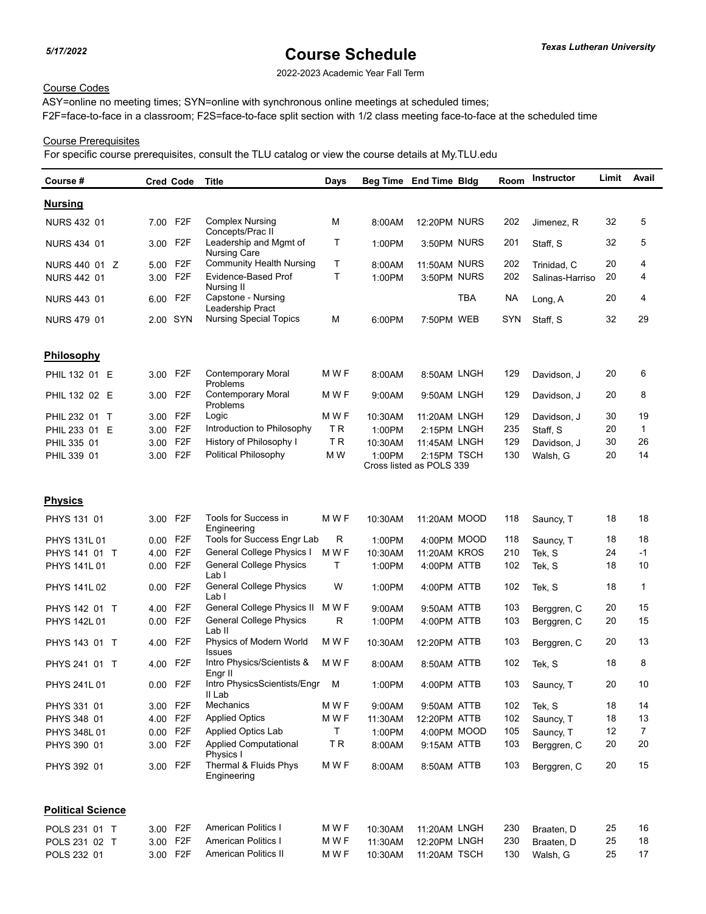*5/17/2022*

# Course Schedule

***Texas Lutheran University***

2022-2023 Academic Year Fall Term

Course Codes

ASY=online no meeting times; SYN=online with synchronous online meetings at scheduled times;
F2F=face-to-face in a classroom; F2S=face-to-face split section with 1/2 class meeting face-to-face at the scheduled time

Course Prerequisites

For specific course prerequisites, consult the TLU catalog or view the course details at My.TLU.edu

| Course # | Cred | Code | Title | Days | Beg Time | End Time | Bldg | Room | Instructor | Limit | Avail |
|---|---|---|---|---|---|---|---|---|---|---|---|
| **Nursing** | | | | | | | | | | | |
| NURS 432 01 | 7.00 | F2F | Complex Nursing Concepts/Prac II | M | 8:00AM | 12:20PM | NURS | 202 | Jimenez, R | 32 | 5 |
| NURS 434 01 | 3.00 | F2F | Leadership and Mgmt of Nursing Care | T | 1:00PM | 3:50PM | NURS | 201 | Staff, S | 32 | 5 |
| NURS 440 01 Z | 5.00 | F2F | Community Health Nursing | T | 8:00AM | 11:50AM | NURS | 202 | Trinidad, C | 20 | 4 |
| NURS 442 01 | 3.00 | F2F | Evidence-Based Prof Nursing II | T | 1:00PM | 3:50PM | NURS | 202 | Salinas-Harriso | 20 | 4 |
| NURS 443 01 | 6.00 | F2F | Capstone - Nursing Leadership Pract | | | | TBA | NA | Long, A | 20 | 4 |
| NURS 479 01 | 2.00 | SYN | Nursing Special Topics | M | 6:00PM | 7:50PM | WEB | SYN | Staff, S | 32 | 29 |
| **Philosophy** | | | | | | | | | | | |
| PHIL 132 01 E | 3.00 | F2F | Contemporary Moral Problems | M W F | 8:00AM | 8:50AM | LNGH | 129 | Davidson, J | 20 | 6 |
| PHIL 132 02 E | 3.00 | F2F | Contemporary Moral Problems | M W F | 9:00AM | 9:50AM | LNGH | 129 | Davidson, J | 20 | 8 |
| PHIL 232 01 T | 3.00 | F2F | Logic | M W F | 10:30AM | 11:20AM | LNGH | 129 | Davidson, J | 30 | 19 |
| PHIL 233 01 E | 3.00 | F2F | Introduction to Philosophy | T R | 1:00PM | 2:15PM | LNGH | 235 | Staff, S | 20 | 1 |
| PHIL 335 01 | 3.00 | F2F | History of Philosophy I | T R | 10:30AM | 11:45AM | LNGH | 129 | Davidson, J | 30 | 26 |
| PHIL 339 01 | 3.00 | F2F | Political Philosophy | M W | 1:00PM | 2:15PM | TSCH | 130 | Walsh, G | 20 | 14 |
| | | | | | Cross listed as POLS 339 | | | | | | |
| **Physics** | | | | | | | | | | | |
| PHYS 131 01 | 3.00 | F2F | Tools for Success in Engineering | M W F | 10:30AM | 11:20AM | MOOD | 118 | Sauncy, T | 18 | 18 |
| PHYS 131L 01 | 0.00 | F2F | Tools for Success Engr Lab | R | 1:00PM | 4:00PM | MOOD | 118 | Sauncy, T | 18 | 18 |
| PHYS 141 01 T | 4.00 | F2F | General College Physics I | M W F | 10:30AM | 11:20AM | KROS | 210 | Tek, S | 24 | -1 |
| PHYS 141L 01 | 0.00 | F2F | General College Physics Lab I | T | 1:00PM | 4:00PM | ATTB | 102 | Tek, S | 18 | 10 |
| PHYS 141L 02 | 0.00 | F2F | General College Physics Lab I | W | 1:00PM | 4:00PM | ATTB | 102 | Tek, S | 18 | 1 |
| PHYS 142 01 T | 4.00 | F2F | General College Physics II | M W F | 9:00AM | 9:50AM | ATTB | 103 | Berggren, C | 20 | 15 |
| PHYS 142L 01 | 0.00 | F2F | General College Physics Lab II | R | 1:00PM | 4:00PM | ATTB | 103 | Berggren, C | 20 | 15 |
| PHYS 143 01 T | 4.00 | F2F | Physics of Modern World Issues | M W F | 10:30AM | 12:20PM | ATTB | 103 | Berggren, C | 20 | 13 |
| PHYS 241 01 T | 4.00 | F2F | Intro Physics/Scientists & Engr II | M W F | 8:00AM | 8:50AM | ATTB | 102 | Tek, S | 18 | 8 |
| PHYS 241L 01 | 0.00 | F2F | Intro PhysicsScientists/Engr II Lab | M | 1:00PM | 4:00PM | ATTB | 103 | Sauncy, T | 20 | 10 |
| PHYS 331 01 | 3.00 | F2F | Mechanics | M W F | 9:00AM | 9:50AM | ATTB | 102 | Tek, S | 18 | 14 |
| PHYS 348 01 | 4.00 | F2F | Applied Optics | M W F | 11:30AM | 12:20PM | ATTB | 102 | Sauncy, T | 18 | 13 |
| PHYS 348L 01 | 0.00 | F2F | Applied Optics Lab | T | 1:00PM | 4:00PM | MOOD | 105 | Sauncy, T | 12 | 7 |
| PHYS 390 01 | 3.00 | F2F | Applied Computational Physics I | T R | 8:00AM | 9:15AM | ATTB | 103 | Berggren, C | 20 | 20 |
| PHYS 392 01 | 3.00 | F2F | Thermal & Fluids Phys Engineering | M W F | 8:00AM | 8:50AM | ATTB | 103 | Berggren, C | 20 | 15 |
| **Political Science** | | | | | | | | | | | |
| POLS 231 01 T | 3.00 | F2F | American Politics I | M W F | 10:30AM | 11:20AM | LNGH | 230 | Braaten, D | 25 | 16 |
| POLS 231 02 T | 3.00 | F2F | American Politics I | M W F | 11:30AM | 12:20PM | LNGH | 230 | Braaten, D | 25 | 18 |
| POLS 232 01 | 3.00 | F2F | American Politics II | M W F | 10:30AM | 11:20AM | TSCH | 130 | Walsh, G | 25 | 17 |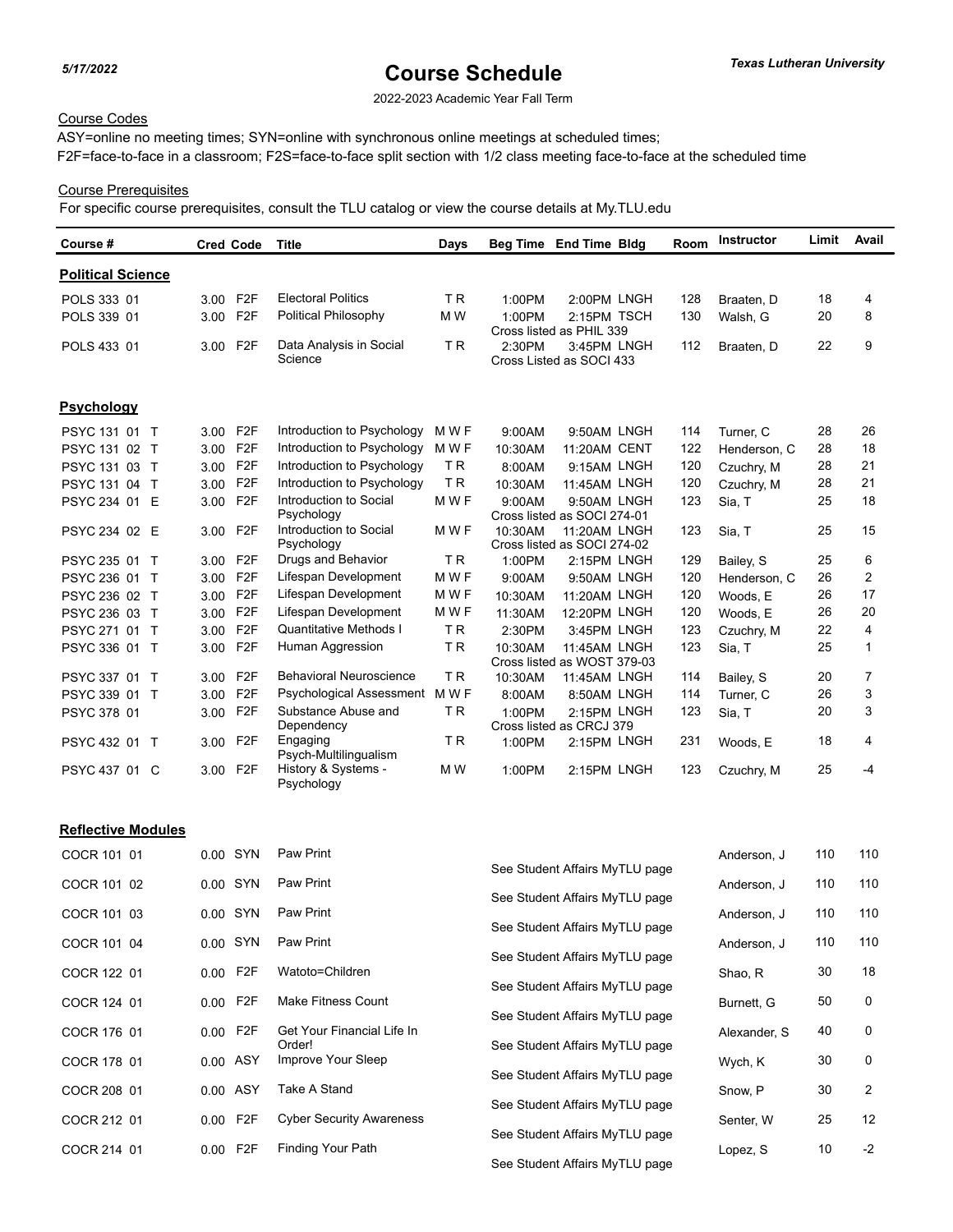*5/17/2022*

# Course Schedule

***Texas Lutheran University***

2022-2023 Academic Year Fall Term

Course Codes

ASY=online no meeting times; SYN=online with synchronous online meetings at scheduled times;
F2F=face-to-face in a classroom; F2S=face-to-face split section with 1/2 class meeting face-to-face at the scheduled time

Course Prerequisites

For specific course prerequisites, consult the TLU catalog or view the course details at My.TLU.edu

| Course # | Cred | Code | Title | Days | Beg Time | End Time | Bldg | Room | Instructor | Limit | Avail |
|---|---|---|---|---|---|---|---|---|---|---|---|
| **Political Science** | | | | | | | | | | | |
| POLS 333 01 | 3.00 | F2F | Electoral Politics | T R | 1:00PM | 2:00PM | LNGH | 128 | Braaten, D | 18 | 4 |
| POLS 339 01 | 3.00 | F2F | Political Philosophy | M W | 1:00PM | 2:15PM | TSCH | 130 | Walsh, G | 20 | 8 |
| | | | | | Cross listed as PHIL 339 | | | | | | |
| POLS 433 01 | 3.00 | F2F | Data Analysis in Social Science | T R | 2:30PM | 3:45PM | LNGH | 112 | Braaten, D | 22 | 9 |
| | | | | | Cross Listed as SOCI 433 | | | | | | |
| **Psychology** | | | | | | | | | | | |
| PSYC 131 01 T | 3.00 | F2F | Introduction to Psychology | M W F | 9:00AM | 9:50AM | LNGH | 114 | Turner, C | 28 | 26 |
| PSYC 131 02 T | 3.00 | F2F | Introduction to Psychology | M W F | 10:30AM | 11:20AM | CENT | 122 | Henderson, C | 28 | 18 |
| PSYC 131 03 T | 3.00 | F2F | Introduction to Psychology | T R | 8:00AM | 9:15AM | LNGH | 120 | Czuchry, M | 28 | 21 |
| PSYC 131 04 T | 3.00 | F2F | Introduction to Psychology | T R | 10:30AM | 11:45AM | LNGH | 120 | Czuchry, M | 28 | 21 |
| PSYC 234 01 E | 3.00 | F2F | Introduction to Social Psychology | M W F | 9:00AM | 9:50AM | LNGH | 123 | Sia, T | 25 | 18 |
| | | | | | Cross listed as SOCI 274-01 | | | | | | |
| PSYC 234 02 E | 3.00 | F2F | Introduction to Social Psychology | M W F | 10:30AM | 11:20AM | LNGH | 123 | Sia, T | 25 | 15 |
| | | | | | Cross listed as SOCI 274-02 | | | | | | |
| PSYC 235 01 T | 3.00 | F2F | Drugs and Behavior | T R | 1:00PM | 2:15PM | LNGH | 129 | Bailey, S | 25 | 6 |
| PSYC 236 01 T | 3.00 | F2F | Lifespan Development | M W F | 9:00AM | 9:50AM | LNGH | 120 | Henderson, C | 26 | 2 |
| PSYC 236 02 T | 3.00 | F2F | Lifespan Development | M W F | 10:30AM | 11:20AM | LNGH | 120 | Woods, E | 26 | 17 |
| PSYC 236 03 T | 3.00 | F2F | Lifespan Development | M W F | 11:30AM | 12:20PM | LNGH | 120 | Woods, E | 26 | 20 |
| PSYC 271 01 T | 3.00 | F2F | Quantitative Methods I | T R | 2:30PM | 3:45PM | LNGH | 123 | Czuchry, M | 22 | 4 |
| PSYC 336 01 T | 3.00 | F2F | Human Aggression | T R | 10:30AM | 11:45AM | LNGH | 123 | Sia, T | 25 | 1 |
| | | | | | Cross listed as WOST 379-03 | | | | | | |
| PSYC 337 01 T | 3.00 | F2F | Behavioral Neuroscience | T R | 10:30AM | 11:45AM | LNGH | 114 | Bailey, S | 20 | 7 |
| PSYC 339 01 T | 3.00 | F2F | Psychological Assessment | M W F | 8:00AM | 8:50AM | LNGH | 114 | Turner, C | 26 | 3 |
| PSYC 378 01 | 3.00 | F2F | Substance Abuse and Dependency | T R | 1:00PM | 2:15PM | LNGH | 123 | Sia, T | 20 | 3 |
| | | | | | Cross listed as CRCJ 379 | | | | | | |
| PSYC 432 01 T | 3.00 | F2F | Engaging Psych-Multilingualism | T R | 1:00PM | 2:15PM | LNGH | 231 | Woods, E | 18 | 4 |
| PSYC 437 01 C | 3.00 | F2F | History & Systems - Psychology | M W | 1:00PM | 2:15PM | LNGH | 123 | Czuchry, M | 25 | -4 |
| **Reflective Modules** | | | | | | | | | | | |
| COCR 101 01 | 0.00 | SYN | Paw Print | | See Student Affairs MyTLU page | | | | Anderson, J | 110 | 110 |
| COCR 101 02 | 0.00 | SYN | Paw Print | | See Student Affairs MyTLU page | | | | Anderson, J | 110 | 110 |
| COCR 101 03 | 0.00 | SYN | Paw Print | | See Student Affairs MyTLU page | | | | Anderson, J | 110 | 110 |
| COCR 101 04 | 0.00 | SYN | Paw Print | | See Student Affairs MyTLU page | | | | Anderson, J | 110 | 110 |
| COCR 122 01 | 0.00 | F2F | Watoto=Children | | See Student Affairs MyTLU page | | | | Shao, R | 30 | 18 |
| COCR 124 01 | 0.00 | F2F | Make Fitness Count | | See Student Affairs MyTLU page | | | | Burnett, G | 50 | 0 |
| COCR 176 01 | 0.00 | F2F | Get Your Financial Life In Order! | | See Student Affairs MyTLU page | | | | Alexander, S | 40 | 0 |
| COCR 178 01 | 0.00 | ASY | Improve Your Sleep | | See Student Affairs MyTLU page | | | | Wych, K | 30 | 0 |
| COCR 208 01 | 0.00 | ASY | Take A Stand | | See Student Affairs MyTLU page | | | | Snow, P | 30 | 2 |
| COCR 212 01 | 0.00 | F2F | Cyber Security Awareness | | See Student Affairs MyTLU page | | | | Senter, W | 25 | 12 |
| COCR 214 01 | 0.00 | F2F | Finding Your Path | | See Student Affairs MyTLU page | | | | Lopez, S | 10 | -2 |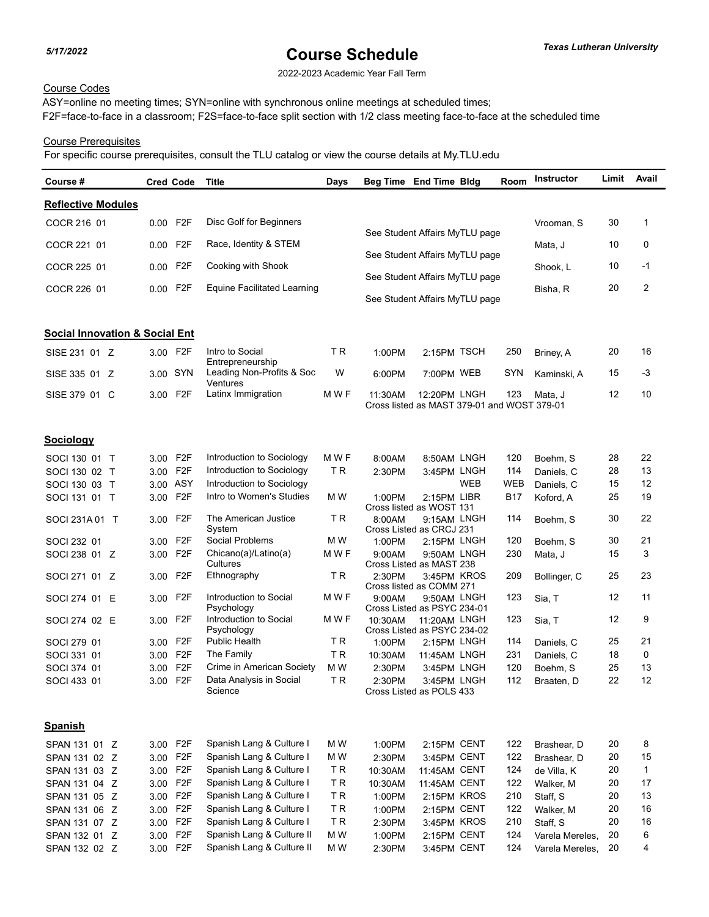*5/17/2022*

# Course Schedule

***Texas Lutheran University***

2022-2023 Academic Year Fall Term

Course Codes

ASY=online no meeting times; SYN=online with synchronous online meetings at scheduled times;
F2F=face-to-face in a classroom; F2S=face-to-face split section with 1/2 class meeting face-to-face at the scheduled time

Course Prerequisites

For specific course prerequisites, consult the TLU catalog or view the course details at My.TLU.edu

| Course # | Cred | Code | Title | Days | Beg Time | End Time | Bldg | Room | Instructor | Limit | Avail |
|---|---|---|---|---|---|---|---|---|---|---|---|
| **Reflective Modules** | | | | | | | | | | | |
| COCR 216 01 | 0.00 | F2F | Disc Golf for Beginners | | See Student Affairs MyTLU page | | | | Vrooman, S | 30 | 1 |
| COCR 221 01 | 0.00 | F2F | Race, Identity & STEM | | See Student Affairs MyTLU page | | | | Mata, J | 10 | 0 |
| COCR 225 01 | 0.00 | F2F | Cooking with Shook | | See Student Affairs MyTLU page | | | | Shook, L | 10 | -1 |
| COCR 226 01 | 0.00 | F2F | Equine Facilitated Learning | | See Student Affairs MyTLU page | | | | Bisha, R | 20 | 2 |
| **Social Innovation & Social Ent** | | | | | | | | | | | |
| SISE 231 01 Z | 3.00 | F2F | Intro to Social Entrepreneurship | T R | 1:00PM | 2:15PM | TSCH | 250 | Briney, A | 20 | 16 |
| SISE 335 01 Z | 3.00 | SYN | Leading Non-Profits & Soc Ventures | W | 6:00PM | 7:00PM | WEB | SYN | Kaminski, A | 15 | -3 |
| SISE 379 01 C | 3.00 | F2F | Latinx Immigration | M W F | 11:30AM | 12:20PM | LNGH | 123 | Mata, J | 12 | 10 |
| | | | | | Cross listed as MAST 379-01 and WOST 379-01 | | | | | | |
| **Sociology** | | | | | | | | | | | |
| SOCI 130 01 T | 3.00 | F2F | Introduction to Sociology | M W F | 8:00AM | 8:50AM | LNGH | 120 | Boehm, S | 28 | 22 |
| SOCI 130 02 T | 3.00 | F2F | Introduction to Sociology | T R | 2:30PM | 3:45PM | LNGH | 114 | Daniels, C | 28 | 13 |
| SOCI 130 03 T | 3.00 | ASY | Introduction to Sociology | | | | WEB | WEB | Daniels, C | 15 | 12 |
| SOCI 131 01 T | 3.00 | F2F | Intro to Women's Studies | M W | 1:00PM | 2:15PM | LIBR | B17 | Koford, A | 25 | 19 |
| | | | | | Cross listed as WOST 131 | | | | | | |
| SOCI 231A 01 T | 3.00 | F2F | The American Justice System | T R | 8:00AM | 9:15AM | LNGH | 114 | Boehm, S | 30 | 22 |
| | | | | | Cross Listed as CRCJ 231 | | | | | | |
| SOCI 232 01 | 3.00 | F2F | Social Problems | M W | 1:00PM | 2:15PM | LNGH | 120 | Boehm, S | 30 | 21 |
| SOCI 238 01 Z | 3.00 | F2F | Chicano(a)/Latino(a) Cultures | M W F | 9:00AM | 9:50AM | LNGH | 230 | Mata, J | 15 | 3 |
| | | | | | Cross Listed as MAST 238 | | | | | | |
| SOCI 271 01 Z | 3.00 | F2F | Ethnography | T R | 2:30PM | 3:45PM | KROS | 209 | Bollinger, C | 25 | 23 |
| | | | | | Cross listed as COMM 271 | | | | | | |
| SOCI 274 01 E | 3.00 | F2F | Introduction to Social Psychology | M W F | 9:00AM | 9:50AM | LNGH | 123 | Sia, T | 12 | 11 |
| | | | | | Cross Listed as PSYC 234-01 | | | | | | |
| SOCI 274 02 E | 3.00 | F2F | Introduction to Social Psychology | M W F | 10:30AM | 11:20AM | LNGH | 123 | Sia, T | 12 | 9 |
| | | | | | Cross Listed as PSYC 234-02 | | | | | | |
| SOCI 279 01 | 3.00 | F2F | Public Health | T R | 1:00PM | 2:15PM | LNGH | 114 | Daniels, C | 25 | 21 |
| SOCI 331 01 | 3.00 | F2F | The Family | T R | 10:30AM | 11:45AM | LNGH | 231 | Daniels, C | 18 | 0 |
| SOCI 374 01 | 3.00 | F2F | Crime in American Society | M W | 2:30PM | 3:45PM | LNGH | 120 | Boehm, S | 25 | 13 |
| SOCI 433 01 | 3.00 | F2F | Data Analysis in Social Science | T R | 2:30PM | 3:45PM | LNGH | 112 | Braaten, D | 22 | 12 |
| | | | | | Cross Listed as POLS 433 | | | | | | |
| **Spanish** | | | | | | | | | | | |
| SPAN 131 01 Z | 3.00 | F2F | Spanish Lang & Culture I | M W | 1:00PM | 2:15PM | CENT | 122 | Brashear, D | 20 | 8 |
| SPAN 131 02 Z | 3.00 | F2F | Spanish Lang & Culture I | M W | 2:30PM | 3:45PM | CENT | 122 | Brashear, D | 20 | 15 |
| SPAN 131 03 Z | 3.00 | F2F | Spanish Lang & Culture I | T R | 10:30AM | 11:45AM | CENT | 124 | de Villa, K | 20 | 1 |
| SPAN 131 04 Z | 3.00 | F2F | Spanish Lang & Culture I | T R | 10:30AM | 11:45AM | CENT | 122 | Walker, M | 20 | 17 |
| SPAN 131 05 Z | 3.00 | F2F | Spanish Lang & Culture I | T R | 1:00PM | 2:15PM | KROS | 210 | Staff, S | 20 | 13 |
| SPAN 131 06 Z | 3.00 | F2F | Spanish Lang & Culture I | T R | 1:00PM | 2:15PM | CENT | 122 | Walker, M | 20 | 16 |
| SPAN 131 07 Z | 3.00 | F2F | Spanish Lang & Culture I | T R | 2:30PM | 3:45PM | KROS | 210 | Staff, S | 20 | 16 |
| SPAN 132 01 Z | 3.00 | F2F | Spanish Lang & Culture II | M W | 1:00PM | 2:15PM | CENT | 124 | Varela Mereles, | 20 | 6 |
| SPAN 132 02 Z | 3.00 | F2F | Spanish Lang & Culture II | M W | 2:30PM | 3:45PM | CENT | 124 | Varela Mereles, | 20 | 4 |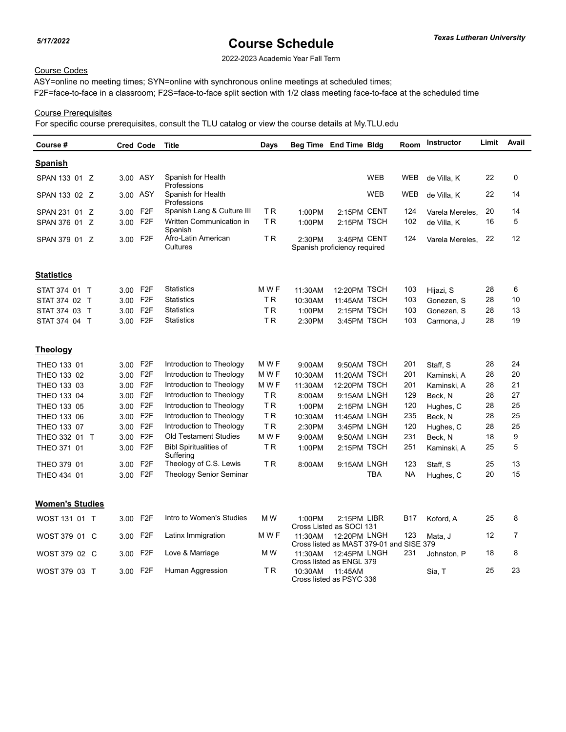# Course Schedule

*5/17/2022* — *Texas Lutheran University*

2022-2023 Academic Year Fall Term

Course Codes

ASY=online no meeting times; SYN=online with synchronous online meetings at scheduled times;
F2F=face-to-face in a classroom; F2S=face-to-face split section with 1/2 class meeting face-to-face at the scheduled time

Course Prerequisites

For specific course prerequisites, consult the TLU catalog or view the course details at My.TLU.edu

| Course # | Cred | Code | Title | Days | Beg Time | End Time | Bldg | Room | Instructor | Limit | Avail |
|---|---|---|---|---|---|---|---|---|---|---|---|
| **Spanish** | | | | | | | | | | | |
| SPAN 133 01 Z | 3.00 | ASY | Spanish for Health Professions | | | | WEB | WEB | de Villa, K | 22 | 0 |
| SPAN 133 02 Z | 3.00 | ASY | Spanish for Health Professions | | | | WEB | WEB | de Villa, K | 22 | 14 |
| SPAN 231 01 Z | 3.00 | F2F | Spanish Lang & Culture III | T R | 1:00PM | 2:15PM | CENT | 124 | Varela Mereles, | 20 | 14 |
| SPAN 376 01 Z | 3.00 | F2F | Written Communication in Spanish | T R | 1:00PM | 2:15PM | TSCH | 102 | de Villa, K | 16 | 5 |
| SPAN 379 01 Z | 3.00 | F2F | Afro-Latin American Cultures | T R | 2:30PM | 3:45PM | CENT | 124 | Varela Mereles, | 22 | 12 |
| | | | | | Spanish proficiency required | | | | | | |
| **Statistics** | | | | | | | | | | | |
| STAT 374 01 T | 3.00 | F2F | Statistics | M W F | 11:30AM | 12:20PM | TSCH | 103 | Hijazi, S | 28 | 6 |
| STAT 374 02 T | 3.00 | F2F | Statistics | T R | 10:30AM | 11:45AM | TSCH | 103 | Gonezen, S | 28 | 10 |
| STAT 374 03 T | 3.00 | F2F | Statistics | T R | 1:00PM | 2:15PM | TSCH | 103 | Gonezen, S | 28 | 13 |
| STAT 374 04 T | 3.00 | F2F | Statistics | T R | 2:30PM | 3:45PM | TSCH | 103 | Carmona, J | 28 | 19 |
| **Theology** | | | | | | | | | | | |
| THEO 133 01 | 3.00 | F2F | Introduction to Theology | M W F | 9:00AM | 9:50AM | TSCH | 201 | Staff, S | 28 | 24 |
| THEO 133 02 | 3.00 | F2F | Introduction to Theology | M W F | 10:30AM | 11:20AM | TSCH | 201 | Kaminski, A | 28 | 20 |
| THEO 133 03 | 3.00 | F2F | Introduction to Theology | M W F | 11:30AM | 12:20PM | TSCH | 201 | Kaminski, A | 28 | 21 |
| THEO 133 04 | 3.00 | F2F | Introduction to Theology | T R | 8:00AM | 9:15AM | LNGH | 129 | Beck, N | 28 | 27 |
| THEO 133 05 | 3.00 | F2F | Introduction to Theology | T R | 1:00PM | 2:15PM | LNGH | 120 | Hughes, C | 28 | 25 |
| THEO 133 06 | 3.00 | F2F | Introduction to Theology | T R | 10:30AM | 11:45AM | LNGH | 235 | Beck, N | 28 | 25 |
| THEO 133 07 | 3.00 | F2F | Introduction to Theology | T R | 2:30PM | 3:45PM | LNGH | 120 | Hughes, C | 28 | 25 |
| THEO 332 01 T | 3.00 | F2F | Old Testament Studies | M W F | 9:00AM | 9:50AM | LNGH | 231 | Beck, N | 18 | 9 |
| THEO 371 01 | 3.00 | F2F | Bibl Spiritualities of Suffering | T R | 1:00PM | 2:15PM | TSCH | 251 | Kaminski, A | 25 | 5 |
| THEO 379 01 | 3.00 | F2F | Theology of C.S. Lewis | T R | 8:00AM | 9:15AM | LNGH | 123 | Staff, S | 25 | 13 |
| THEO 434 01 | 3.00 | F2F | Theology Senior Seminar | | | | TBA | NA | Hughes, C | 20 | 15 |
| **Women's Studies** | | | | | | | | | | | |
| WOST 131 01 T | 3.00 | F2F | Intro to Women's Studies | M W | 1:00PM | 2:15PM | LIBR | B17 | Koford, A | 25 | 8 |
| | | | | | Cross Listed as SOCI 131 | | | | | | |
| WOST 379 01 C | 3.00 | F2F | Latinx Immigration | M W F | 11:30AM | 12:20PM | LNGH | 123 | Mata, J | 12 | 7 |
| | | | | | Cross listed as MAST 379-01 and SISE 379 | | | | | | |
| WOST 379 02 C | 3.00 | F2F | Love & Marriage | M W | 11:30AM | 12:45PM | LNGH | 231 | Johnston, P | 18 | 8 |
| | | | | | Cross listed as ENGL 379 | | | | | | |
| WOST 379 03 T | 3.00 | F2F | Human Aggression | T R | 10:30AM | 11:45AM | | | Sia, T | 25 | 23 |
| | | | | | Cross listed as PSYC 336 | | | | | | |